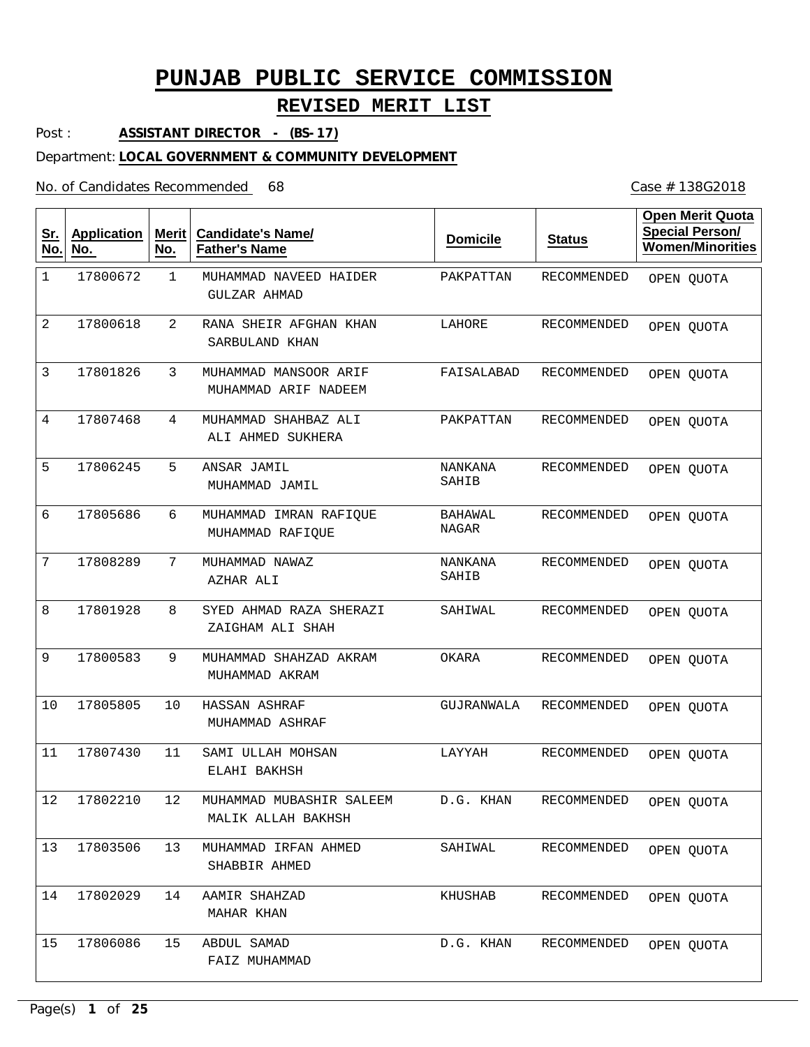# PUNJAB PUBLIC SERVICE COMMISSION

## REVISED MERIT LIST

Post : **ASSISTANT DIRECTOR - (BS-17)**

Department: **LOCAL GOVERNMENT & COMMUNITY DEVELOPMENT**

No. of Candidates Recommended 68

Case # 138G2018

| Sr. No. | Application No. | Merit No. | Candidate's Name/ Father's Name | Domicile | Status | Open Merit Quota Special Person/ Women/Minorities |
|---|---|---|---|---|---|---|
| 1 | 17800672 | 1 | MUHAMMAD NAVEED HAIDER<br>GULZAR AHMAD | PAKPATTAN | RECOMMENDED | OPEN QUOTA |
| 2 | 17800618 | 2 | RANA SHEIR AFGHAN KHAN<br>SARBULAND KHAN | LAHORE | RECOMMENDED | OPEN QUOTA |
| 3 | 17801826 | 3 | MUHAMMAD MANSOOR ARIF<br>MUHAMMAD ARIF NADEEM | FAISALABAD | RECOMMENDED | OPEN QUOTA |
| 4 | 17807468 | 4 | MUHAMMAD SHAHBAZ ALI<br>ALI AHMED SUKHERA | PAKPATTAN | RECOMMENDED | OPEN QUOTA |
| 5 | 17806245 | 5 | ANSAR JAMIL<br>MUHAMMAD JAMIL | NANKANA SAHIB | RECOMMENDED | OPEN QUOTA |
| 6 | 17805686 | 6 | MUHAMMAD IMRAN RAFIQUE<br>MUHAMMAD RAFIQUE | BAHAWAL NAGAR | RECOMMENDED | OPEN QUOTA |
| 7 | 17808289 | 7 | MUHAMMAD NAWAZ<br>AZHAR ALI | NANKANA SAHIB | RECOMMENDED | OPEN QUOTA |
| 8 | 17801928 | 8 | SYED AHMAD RAZA SHERAZI<br>ZAIGHAM ALI SHAH | SAHIWAL | RECOMMENDED | OPEN QUOTA |
| 9 | 17800583 | 9 | MUHAMMAD SHAHZAD AKRAM<br>MUHAMMAD AKRAM | OKARA | RECOMMENDED | OPEN QUOTA |
| 10 | 17805805 | 10 | HASSAN ASHRAF<br>MUHAMMAD ASHRAF | GUJRANWALA | RECOMMENDED | OPEN QUOTA |
| 11 | 17807430 | 11 | SAMI ULLAH MOHSAN<br>ELAHI BAKHSH | LAYYAH | RECOMMENDED | OPEN QUOTA |
| 12 | 17802210 | 12 | MUHAMMAD MUBASHIR SALEEM<br>MALIK ALLAH BAKHSH | D.G. KHAN | RECOMMENDED | OPEN QUOTA |
| 13 | 17803506 | 13 | MUHAMMAD IRFAN AHMED<br>SHABBIR AHMED | SAHIWAL | RECOMMENDED | OPEN QUOTA |
| 14 | 17802029 | 14 | AAMIR SHAHZAD<br>MAHAR KHAN | KHUSHAB | RECOMMENDED | OPEN QUOTA |
| 15 | 17806086 | 15 | ABDUL SAMAD<br>FAIZ MUHAMMAD | D.G. KHAN | RECOMMENDED | OPEN QUOTA |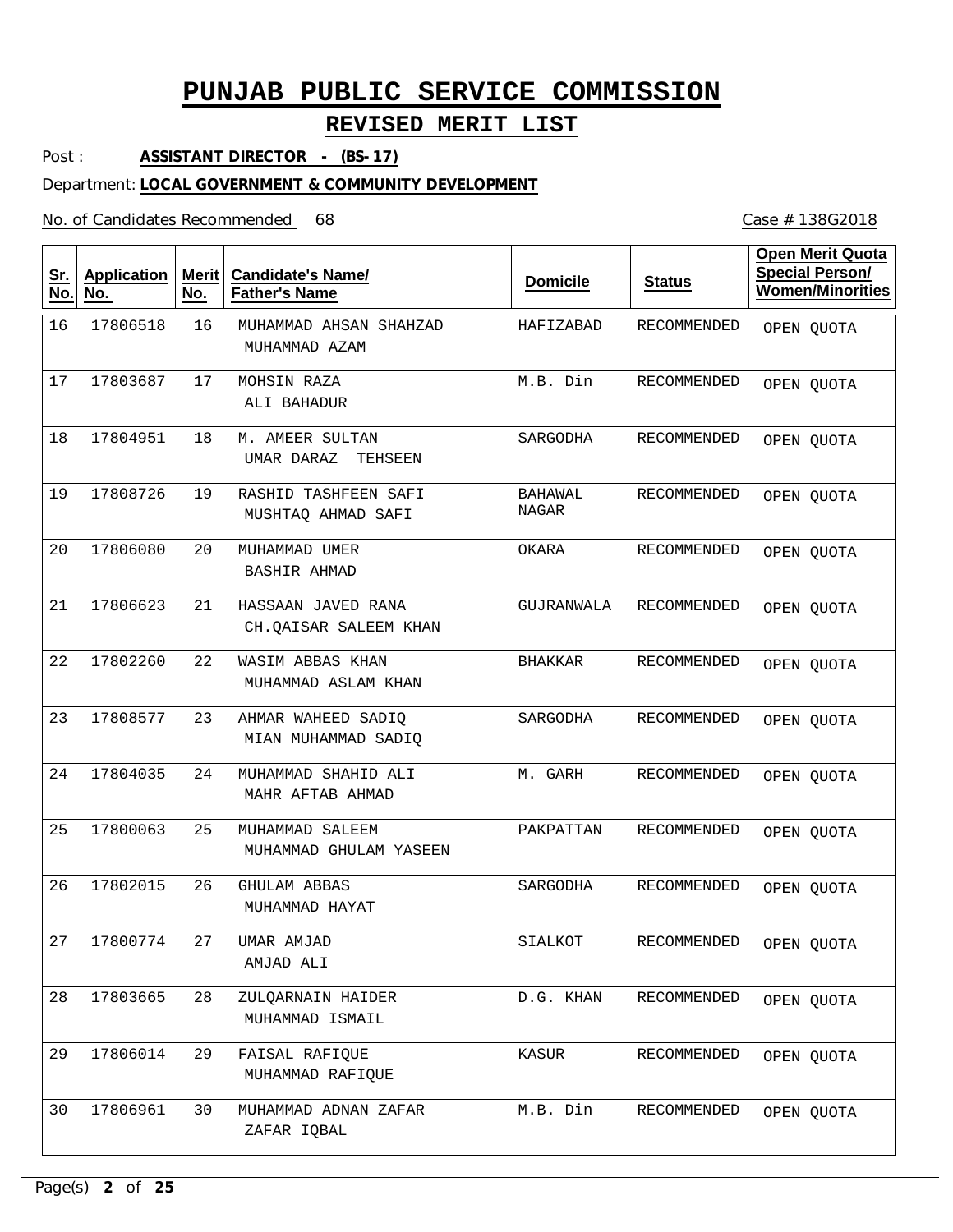# PUNJAB PUBLIC SERVICE COMMISSION

## REVISED MERIT LIST

Post : **ASSISTANT DIRECTOR - (BS-17)**

Department: **LOCAL GOVERNMENT & COMMUNITY DEVELOPMENT**

No. of Candidates Recommended 68

Case # 138G2018

| Sr. No. | Application No. | Merit No. | Candidate's Name/ Father's Name | Domicile | Status | Open Merit Quota Special Person/ Women/Minorities |
|---|---|---|---|---|---|---|
| 16 | 17806518 | 16 | MUHAMMAD AHSAN SHAHZAD<br>MUHAMMAD AZAM | HAFIZABAD | RECOMMENDED | OPEN QUOTA |
| 17 | 17803687 | 17 | MOHSIN RAZA<br>ALI BAHADUR | M.B. Din | RECOMMENDED | OPEN QUOTA |
| 18 | 17804951 | 18 | M. AMEER SULTAN<br>UMAR DARAZ TEHSEEN | SARGODHA | RECOMMENDED | OPEN QUOTA |
| 19 | 17808726 | 19 | RASHID TASHFEEN SAFI<br>MUSHTAQ AHMAD SAFI | BAHAWAL NAGAR | RECOMMENDED | OPEN QUOTA |
| 20 | 17806080 | 20 | MUHAMMAD UMER<br>BASHIR AHMAD | OKARA | RECOMMENDED | OPEN QUOTA |
| 21 | 17806623 | 21 | HASSAAN JAVED RANA<br>CH.QAISAR SALEEM KHAN | GUJRANWALA | RECOMMENDED | OPEN QUOTA |
| 22 | 17802260 | 22 | WASIM ABBAS KHAN<br>MUHAMMAD ASLAM KHAN | BHAKKAR | RECOMMENDED | OPEN QUOTA |
| 23 | 17808577 | 23 | AHMAR WAHEED SADIQ<br>MIAN MUHAMMAD SADIQ | SARGODHA | RECOMMENDED | OPEN QUOTA |
| 24 | 17804035 | 24 | MUHAMMAD SHAHID ALI<br>MAHR AFTAB AHMAD | M. GARH | RECOMMENDED | OPEN QUOTA |
| 25 | 17800063 | 25 | MUHAMMAD SALEEM<br>MUHAMMAD GHULAM YASEEN | PAKPATTAN | RECOMMENDED | OPEN QUOTA |
| 26 | 17802015 | 26 | GHULAM ABBAS<br>MUHAMMAD HAYAT | SARGODHA | RECOMMENDED | OPEN QUOTA |
| 27 | 17800774 | 27 | UMAR AMJAD<br>AMJAD ALI | SIALKOT | RECOMMENDED | OPEN QUOTA |
| 28 | 17803665 | 28 | ZULQARNAIN HAIDER<br>MUHAMMAD ISMAIL | D.G. KHAN | RECOMMENDED | OPEN QUOTA |
| 29 | 17806014 | 29 | FAISAL RAFIQUE<br>MUHAMMAD RAFIQUE | KASUR | RECOMMENDED | OPEN QUOTA |
| 30 | 17806961 | 30 | MUHAMMAD ADNAN ZAFAR<br>ZAFAR IQBAL | M.B. Din | RECOMMENDED | OPEN QUOTA |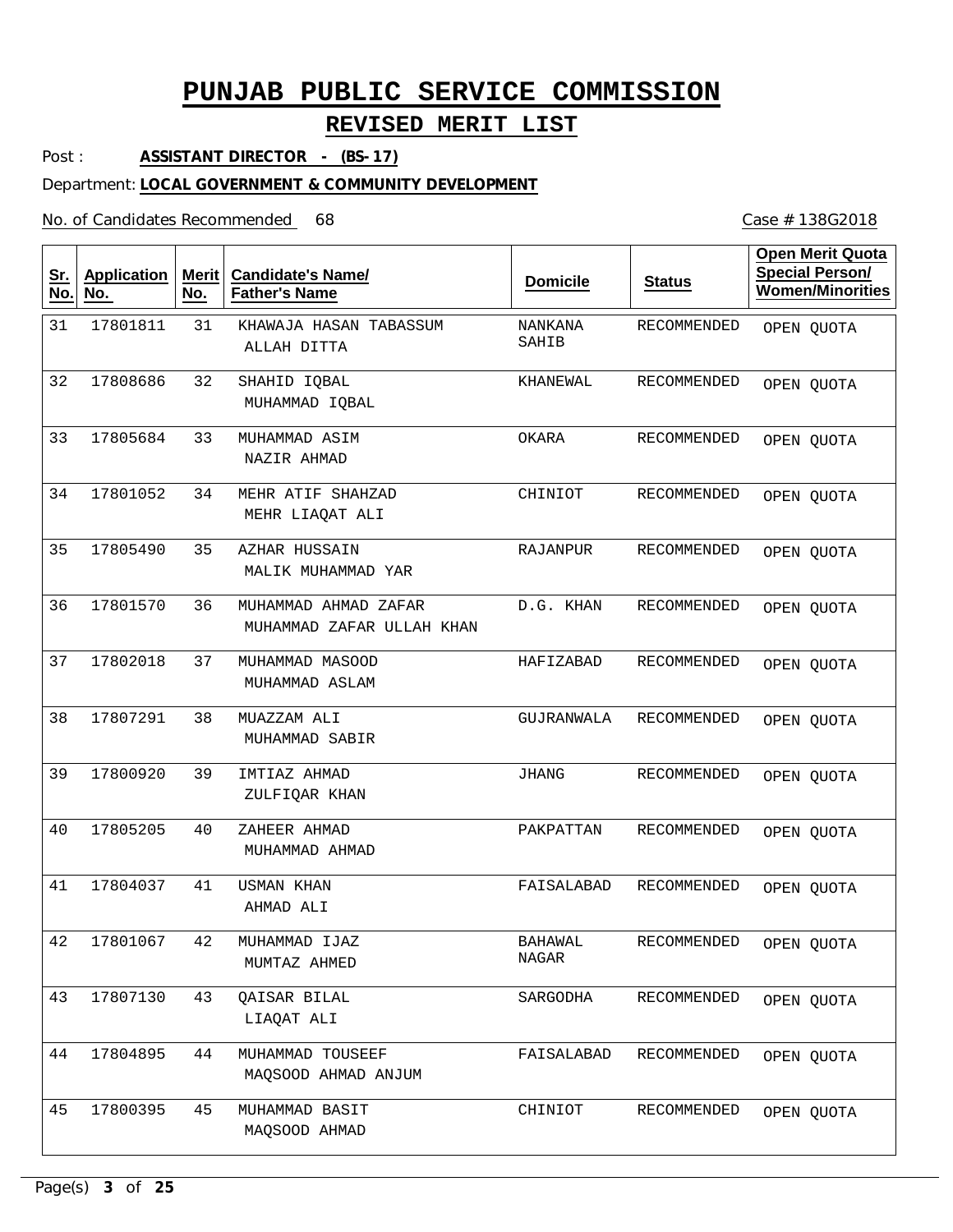# PUNJAB PUBLIC SERVICE COMMISSION

## REVISED MERIT LIST

Post : **ASSISTANT DIRECTOR - (BS-17)**

Department: **LOCAL GOVERNMENT & COMMUNITY DEVELOPMENT**

No. of Candidates Recommended 68

Case # 138G2018

| Sr. No. | Application No. | Merit No. | Candidate's Name/ Father's Name | Domicile | Status | Open Merit Quota Special Person/ Women/Minorities |
|---|---|---|---|---|---|---|
| 31 | 17801811 | 31 | KHAWAJA HASAN TABASSUM<br>ALLAH DITTA | NANKANA SAHIB | RECOMMENDED | OPEN QUOTA |
| 32 | 17808686 | 32 | SHAHID IQBAL<br>MUHAMMAD IQBAL | KHANEWAL | RECOMMENDED | OPEN QUOTA |
| 33 | 17805684 | 33 | MUHAMMAD ASIM<br>NAZIR AHMAD | OKARA | RECOMMENDED | OPEN QUOTA |
| 34 | 17801052 | 34 | MEHR ATIF SHAHZAD<br>MEHR LIAQAT ALI | CHINIOT | RECOMMENDED | OPEN QUOTA |
| 35 | 17805490 | 35 | AZHAR HUSSAIN<br>MALIK MUHAMMAD YAR | RAJANPUR | RECOMMENDED | OPEN QUOTA |
| 36 | 17801570 | 36 | MUHAMMAD AHMAD ZAFAR<br>MUHAMMAD ZAFAR ULLAH KHAN | D.G. KHAN | RECOMMENDED | OPEN QUOTA |
| 37 | 17802018 | 37 | MUHAMMAD MASOOD<br>MUHAMMAD ASLAM | HAFIZABAD | RECOMMENDED | OPEN QUOTA |
| 38 | 17807291 | 38 | MUAZZAM ALI<br>MUHAMMAD SABIR | GUJRANWALA | RECOMMENDED | OPEN QUOTA |
| 39 | 17800920 | 39 | IMTIAZ AHMAD<br>ZULFIQAR KHAN | JHANG | RECOMMENDED | OPEN QUOTA |
| 40 | 17805205 | 40 | ZAHEER AHMAD<br>MUHAMMAD AHMAD | PAKPATTAN | RECOMMENDED | OPEN QUOTA |
| 41 | 17804037 | 41 | USMAN KHAN<br>AHMAD ALI | FAISALABAD | RECOMMENDED | OPEN QUOTA |
| 42 | 17801067 | 42 | MUHAMMAD IJAZ<br>MUMTAZ AHMED | BAHAWAL NAGAR | RECOMMENDED | OPEN QUOTA |
| 43 | 17807130 | 43 | QAISAR BILAL<br>LIAQAT ALI | SARGODHA | RECOMMENDED | OPEN QUOTA |
| 44 | 17804895 | 44 | MUHAMMAD TOUSEEF<br>MAQSOOD AHMAD ANJUM | FAISALABAD | RECOMMENDED | OPEN QUOTA |
| 45 | 17800395 | 45 | MUHAMMAD BASIT<br>MAQSOOD AHMAD | CHINIOT | RECOMMENDED | OPEN QUOTA |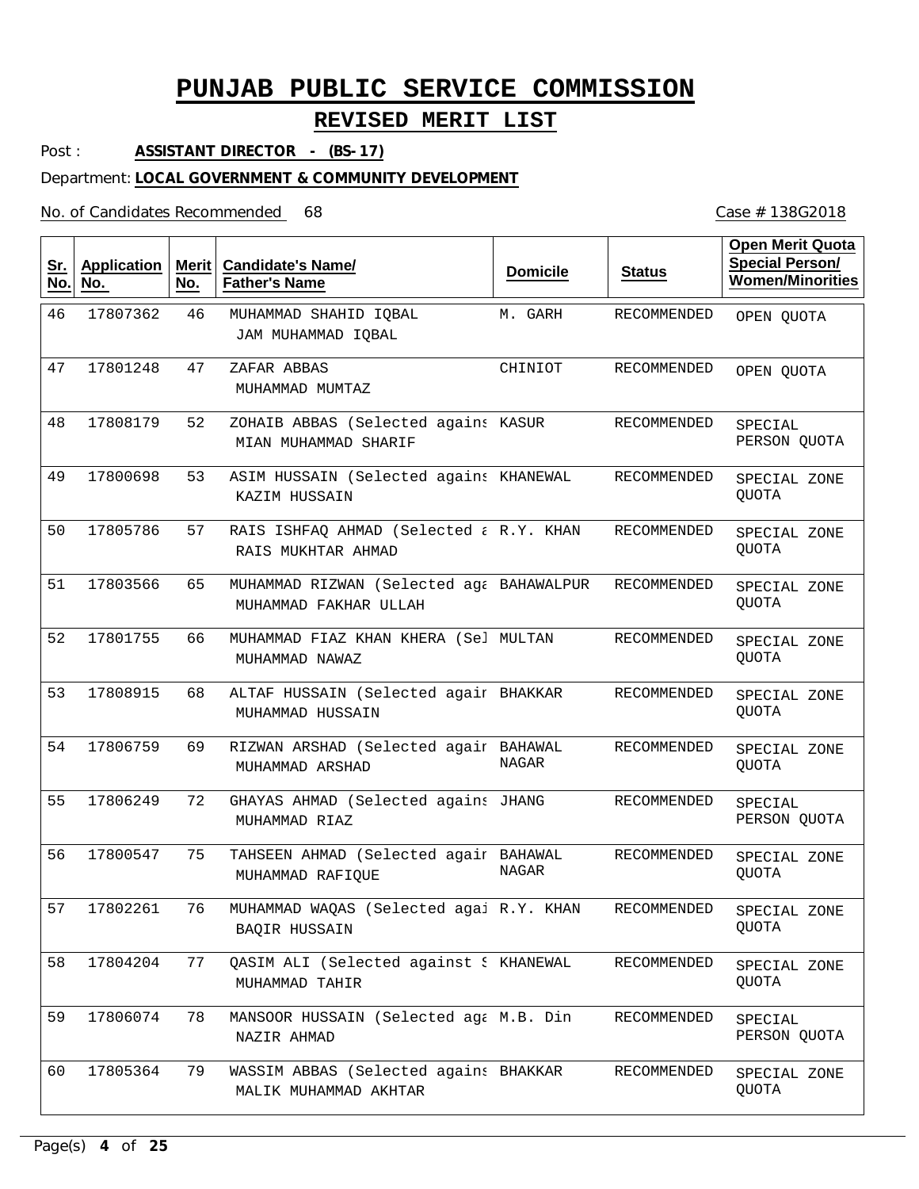# PUNJAB PUBLIC SERVICE COMMISSION

## REVISED MERIT LIST

Post : **ASSISTANT DIRECTOR - (BS-17)**

Department: **LOCAL GOVERNMENT & COMMUNITY DEVELOPMENT**

No. of Candidates Recommended 68

Case # 138G2018

| Sr. No. | Application No. | Merit No. | Candidate's Name/ Father's Name | Domicile | Status | Open Merit Quota Special Person/ Women/Minorities |
|---|---|---|---|---|---|---|
| 46 | 17807362 | 46 | MUHAMMAD SHAHID IQBAL<br>JAM MUHAMMAD IQBAL | M. GARH | RECOMMENDED | OPEN QUOTA |
| 47 | 17801248 | 47 | ZAFAR ABBAS<br>MUHAMMAD MUMTAZ | CHINIOT | RECOMMENDED | OPEN QUOTA |
| 48 | 17808179 | 52 | ZOHAIB ABBAS (Selected agains<br>MIAN MUHAMMAD SHARIF | KASUR | RECOMMENDED | SPECIAL PERSON QUOTA |
| 49 | 17800698 | 53 | ASIM HUSSAIN (Selected agains<br>KAZIM HUSSAIN | KHANEWAL | RECOMMENDED | SPECIAL ZONE QUOTA |
| 50 | 17805786 | 57 | RAIS ISHFAQ AHMAD (Selected a<br>RAIS MUKHTAR AHMAD | R.Y. KHAN | RECOMMENDED | SPECIAL ZONE QUOTA |
| 51 | 17803566 | 65 | MUHAMMAD RIZWAN (Selected aga<br>MUHAMMAD FAKHAR ULLAH | BAHAWALPUR | RECOMMENDED | SPECIAL ZONE QUOTA |
| 52 | 17801755 | 66 | MUHAMMAD FIAZ KHAN KHERA (Sel<br>MUHAMMAD NAWAZ | MULTAN | RECOMMENDED | SPECIAL ZONE QUOTA |
| 53 | 17808915 | 68 | ALTAF HUSSAIN (Selected agair<br>MUHAMMAD HUSSAIN | BHAKKAR | RECOMMENDED | SPECIAL ZONE QUOTA |
| 54 | 17806759 | 69 | RIZWAN ARSHAD (Selected agair<br>MUHAMMAD ARSHAD | BAHAWAL NAGAR | RECOMMENDED | SPECIAL ZONE QUOTA |
| 55 | 17806249 | 72 | GHAYAS AHMAD (Selected agains<br>MUHAMMAD RIAZ | JHANG | RECOMMENDED | SPECIAL PERSON QUOTA |
| 56 | 17800547 | 75 | TAHSEEN AHMAD (Selected agair<br>MUHAMMAD RAFIQUE | BAHAWAL NAGAR | RECOMMENDED | SPECIAL ZONE QUOTA |
| 57 | 17802261 | 76 | MUHAMMAD WAQAS (Selected agai<br>BAQIR HUSSAIN | R.Y. KHAN | RECOMMENDED | SPECIAL ZONE QUOTA |
| 58 | 17804204 | 77 | QASIM ALI (Selected against S<br>MUHAMMAD TAHIR | KHANEWAL | RECOMMENDED | SPECIAL ZONE QUOTA |
| 59 | 17806074 | 78 | MANSOOR HUSSAIN (Selected aga<br>NAZIR AHMAD | M.B. Din | RECOMMENDED | SPECIAL PERSON QUOTA |
| 60 | 17805364 | 79 | WASSIM ABBAS (Selected agains<br>MALIK MUHAMMAD AKHTAR | BHAKKAR | RECOMMENDED | SPECIAL ZONE QUOTA |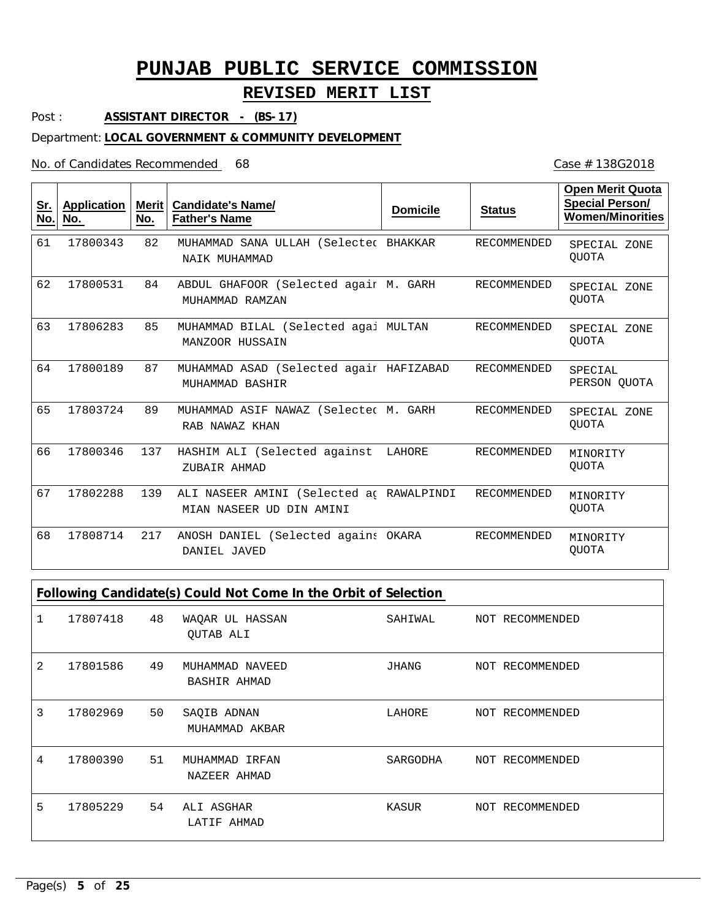# PUNJAB PUBLIC SERVICE COMMISSION

## REVISED MERIT LIST

Post : **ASSISTANT DIRECTOR - (BS-17)**

Department: **LOCAL GOVERNMENT & COMMUNITY DEVELOPMENT**

No. of Candidates Recommended 68

Case # 138G2018

| Sr. No. | Application No. | Merit No. | Candidate's Name/ Father's Name | Domicile | Status | Open Merit Quota Special Person/ Women/Minorities |
|---|---|---|---|---|---|---|
| 61 | 17800343 | 82 | MUHAMMAD SANA ULLAH (Selectec<br>NAIK MUHAMMAD | BHAKKAR | RECOMMENDED | SPECIAL ZONE QUOTA |
| 62 | 17800531 | 84 | ABDUL GHAFOOR (Selected agair<br>MUHAMMAD RAMZAN | M. GARH | RECOMMENDED | SPECIAL ZONE QUOTA |
| 63 | 17806283 | 85 | MUHAMMAD BILAL (Selected agai<br>MANZOOR HUSSAIN | MULTAN | RECOMMENDED | SPECIAL ZONE QUOTA |
| 64 | 17800189 | 87 | MUHAMMAD ASAD (Selected agair<br>MUHAMMAD BASHIR | HAFIZABAD | RECOMMENDED | SPECIAL PERSON QUOTA |
| 65 | 17803724 | 89 | MUHAMMAD ASIF NAWAZ (Selectec<br>RAB NAWAZ KHAN | M. GARH | RECOMMENDED | SPECIAL ZONE QUOTA |
| 66 | 17800346 | 137 | HASHIM ALI (Selected against<br>ZUBAIR AHMAD | LAHORE | RECOMMENDED | MINORITY QUOTA |
| 67 | 17802288 | 139 | ALI NASEER AMINI (Selected ag<br>MIAN NASEER UD DIN AMINI | RAWALPINDI | RECOMMENDED | MINORITY QUOTA |
| 68 | 17808714 | 217 | ANOSH DANIEL (Selected agains<br>DANIEL JAVED | OKARA | RECOMMENDED | MINORITY QUOTA |

**Following Candidate(s) Could Not Come In the Orbit of Selection**

| Sr. No. | Application No. | Merit No. | Candidate's Name/ Father's Name | Domicile | Status |
|---|---|---|---|---|---|
| 1 | 17807418 | 48 | WAQAR UL HASSAN<br>QUTAB ALI | SAHIWAL | NOT RECOMMENDED |
| 2 | 17801586 | 49 | MUHAMMAD NAVEED<br>BASHIR AHMAD | JHANG | NOT RECOMMENDED |
| 3 | 17802969 | 50 | SAQIB ADNAN<br>MUHAMMAD AKBAR | LAHORE | NOT RECOMMENDED |
| 4 | 17800390 | 51 | MUHAMMAD IRFAN<br>NAZEER AHMAD | SARGODHA | NOT RECOMMENDED |
| 5 | 17805229 | 54 | ALI ASGHAR<br>LATIF AHMAD | KASUR | NOT RECOMMENDED |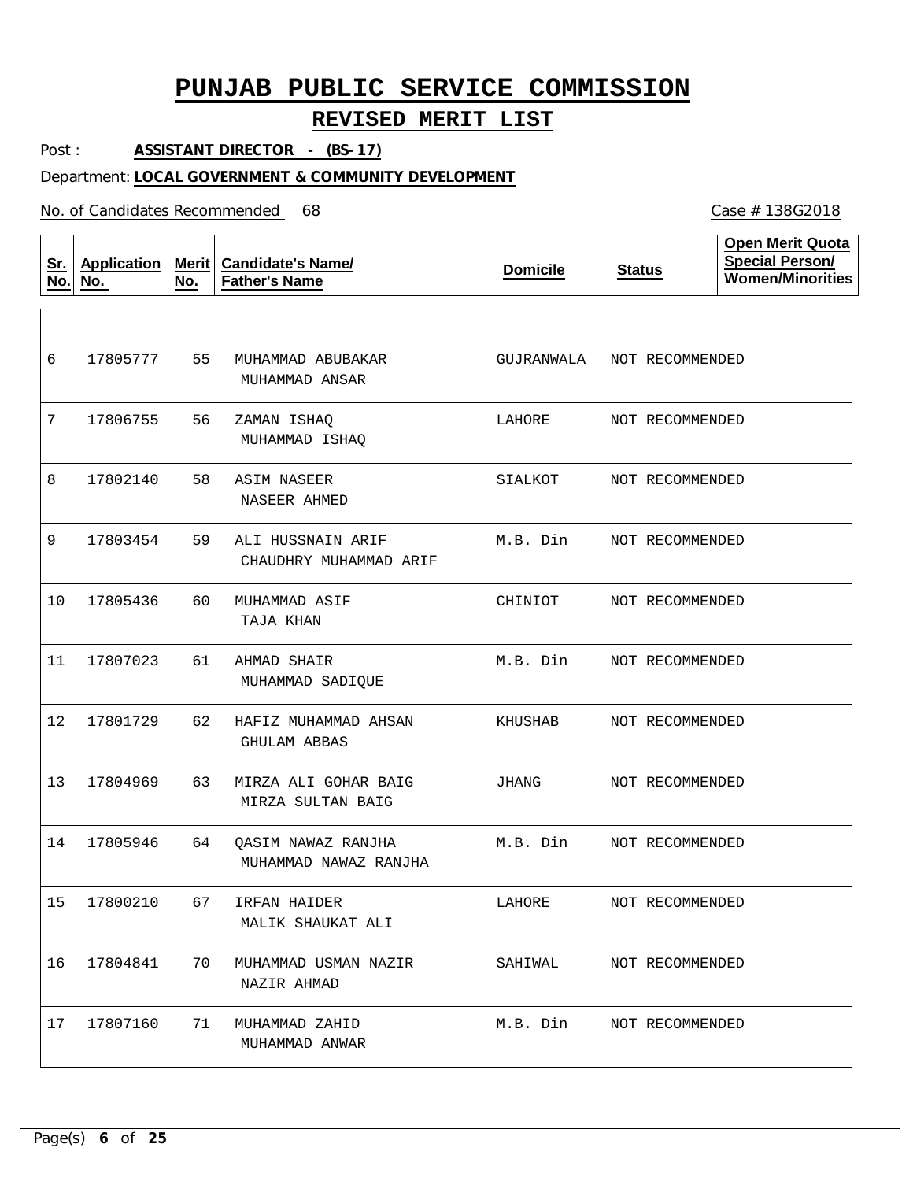# PUNJAB PUBLIC SERVICE COMMISSION

## REVISED MERIT LIST

Post : **ASSISTANT DIRECTOR - (BS-17)**

Department: **LOCAL GOVERNMENT & COMMUNITY DEVELOPMENT**

No. of Candidates Recommended 68

Case # 138G2018

| Sr. No. | Application No. | Merit No. | Candidate's Name/ Father's Name | Domicile | Status | Open Merit Quota Special Person/ Women/Minorities |
|---|---|---|---|---|---|---|
| 6 | 17805777 | 55 | MUHAMMAD ABUBAKAR<br>MUHAMMAD ANSAR | GUJRANWALA | NOT RECOMMENDED | |
| 7 | 17806755 | 56 | ZAMAN ISHAQ<br>MUHAMMAD ISHAQ | LAHORE | NOT RECOMMENDED | |
| 8 | 17802140 | 58 | ASIM NASEER<br>NASEER AHMED | SIALKOT | NOT RECOMMENDED | |
| 9 | 17803454 | 59 | ALI HUSSNAIN ARIF<br>CHAUDHRY MUHAMMAD ARIF | M.B. Din | NOT RECOMMENDED | |
| 10 | 17805436 | 60 | MUHAMMAD ASIF<br>TAJA KHAN | CHINIOT | NOT RECOMMENDED | |
| 11 | 17807023 | 61 | AHMAD SHAIR<br>MUHAMMAD SADIQUE | M.B. Din | NOT RECOMMENDED | |
| 12 | 17801729 | 62 | HAFIZ MUHAMMAD AHSAN<br>GHULAM ABBAS | KHUSHAB | NOT RECOMMENDED | |
| 13 | 17804969 | 63 | MIRZA ALI GOHAR BAIG<br>MIRZA SULTAN BAIG | JHANG | NOT RECOMMENDED | |
| 14 | 17805946 | 64 | QASIM NAWAZ RANJHA<br>MUHAMMAD NAWAZ RANJHA | M.B. Din | NOT RECOMMENDED | |
| 15 | 17800210 | 67 | IRFAN HAIDER<br>MALIK SHAUKAT ALI | LAHORE | NOT RECOMMENDED | |
| 16 | 17804841 | 70 | MUHAMMAD USMAN NAZIR<br>NAZIR AHMAD | SAHIWAL | NOT RECOMMENDED | |
| 17 | 17807160 | 71 | MUHAMMAD ZAHID<br>MUHAMMAD ANWAR | M.B. Din | NOT RECOMMENDED | |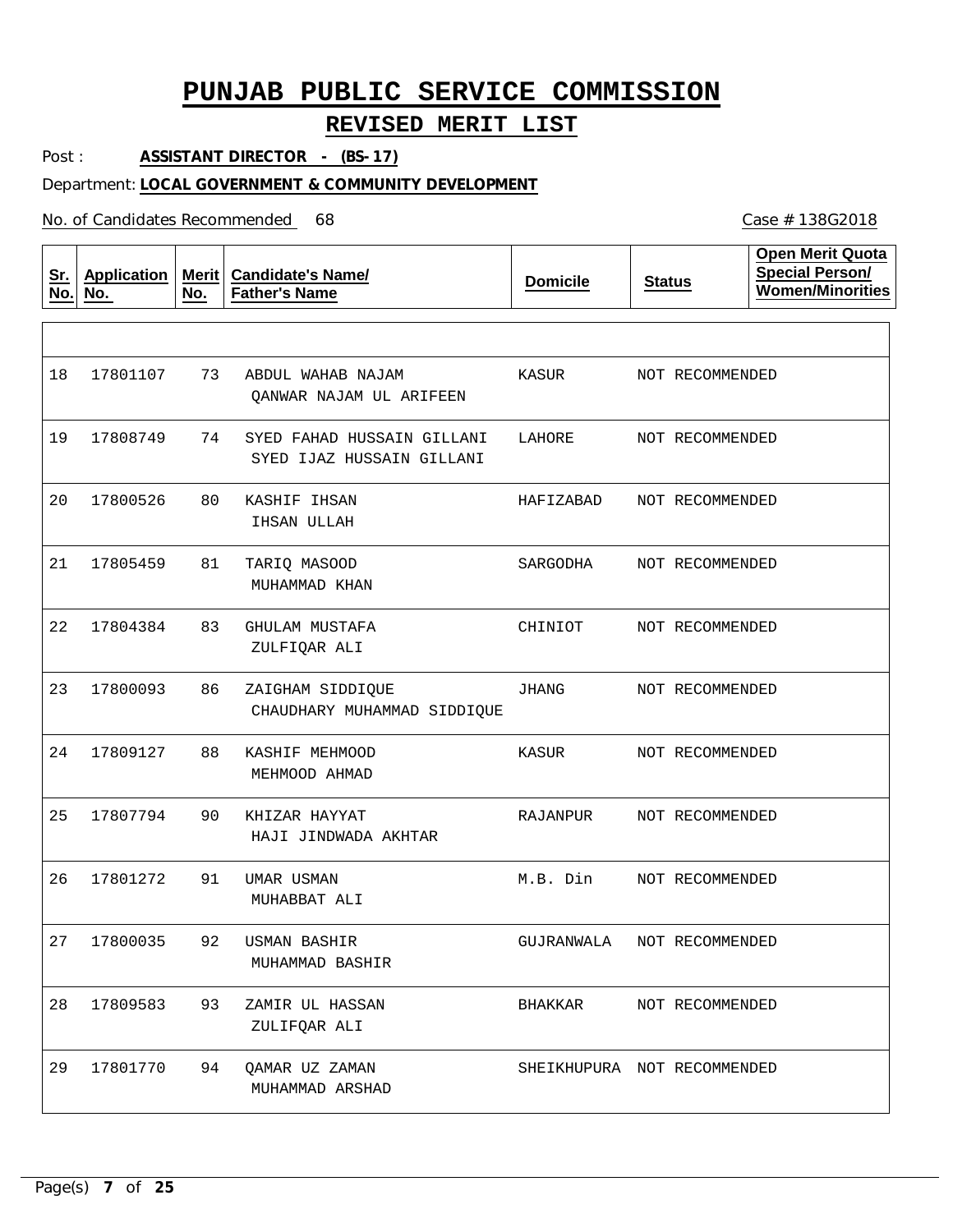# PUNJAB PUBLIC SERVICE COMMISSION

## REVISED MERIT LIST

Post : **ASSISTANT DIRECTOR - (BS-17)**

Department: **LOCAL GOVERNMENT & COMMUNITY DEVELOPMENT**

No. of Candidates Recommended 68

Case # 138G2018

| Sr. No. | Application No. | Merit No. | Candidate's Name/ Father's Name | Domicile | Status | Open Merit Quota Special Person/ Women/Minorities |
|---|---|---|---|---|---|---|
| 18 | 17801107 | 73 | ABDUL WAHAB NAJAM<br>QANWAR NAJAM UL ARIFEEN | KASUR | NOT RECOMMENDED | |
| 19 | 17808749 | 74 | SYED FAHAD HUSSAIN GILLANI<br>SYED IJAZ HUSSAIN GILLANI | LAHORE | NOT RECOMMENDED | |
| 20 | 17800526 | 80 | KASHIF IHSAN<br>IHSAN ULLAH | HAFIZABAD | NOT RECOMMENDED | |
| 21 | 17805459 | 81 | TARIQ MASOOD<br>MUHAMMAD KHAN | SARGODHA | NOT RECOMMENDED | |
| 22 | 17804384 | 83 | GHULAM MUSTAFA<br>ZULFIQAR ALI | CHINIOT | NOT RECOMMENDED | |
| 23 | 17800093 | 86 | ZAIGHAM SIDDIQUE<br>CHAUDHARY MUHAMMAD SIDDIQUE | JHANG | NOT RECOMMENDED | |
| 24 | 17809127 | 88 | KASHIF MEHMOOD<br>MEHMOOD AHMAD | KASUR | NOT RECOMMENDED | |
| 25 | 17807794 | 90 | KHIZAR HAYYAT<br>HAJI JINDWADA AKHTAR | RAJANPUR | NOT RECOMMENDED | |
| 26 | 17801272 | 91 | UMAR USMAN<br>MUHABBAT ALI | M.B. Din | NOT RECOMMENDED | |
| 27 | 17800035 | 92 | USMAN BASHIR<br>MUHAMMAD BASHIR | GUJRANWALA | NOT RECOMMENDED | |
| 28 | 17809583 | 93 | ZAMIR UL HASSAN<br>ZULIFQAR ALI | BHAKKAR | NOT RECOMMENDED | |
| 29 | 17801770 | 94 | QAMAR UZ ZAMAN<br>MUHAMMAD ARSHAD | SHEIKHUPURA | NOT RECOMMENDED | |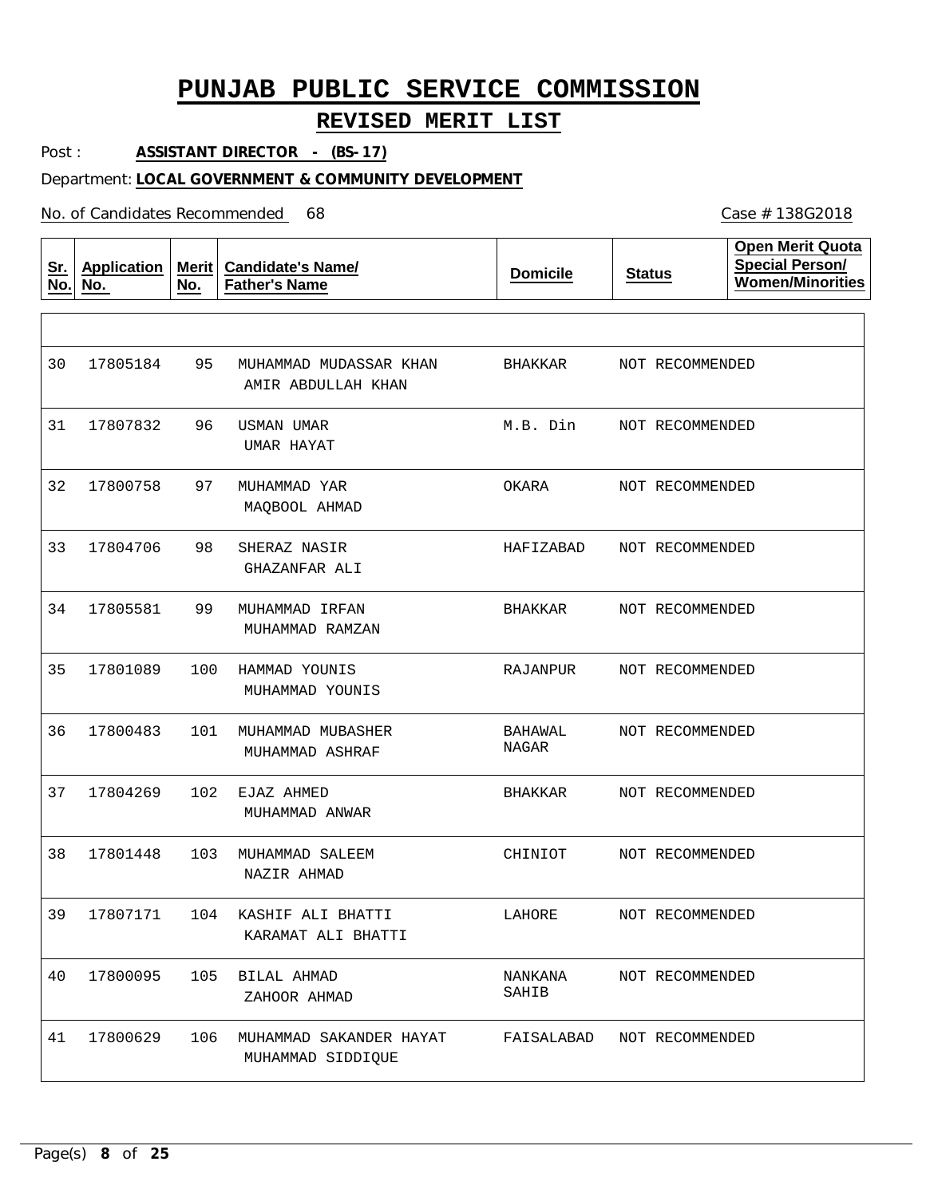# PUNJAB PUBLIC SERVICE COMMISSION

## REVISED MERIT LIST

Post : **ASSISTANT DIRECTOR - (BS-17)**

Department: **LOCAL GOVERNMENT & COMMUNITY DEVELOPMENT**

No. of Candidates Recommended 68

Case # 138G2018

| Sr. No. | Application No. | Merit No. | Candidate's Name/ Father's Name | Domicile | Status | Open Merit Quota Special Person/ Women/Minorities |
|---|---|---|---|---|---|---|
| 30 | 17805184 | 95 | MUHAMMAD MUDASSAR KHAN<br>AMIR ABDULLAH KHAN | BHAKKAR | NOT RECOMMENDED | |
| 31 | 17807832 | 96 | USMAN UMAR<br>UMAR HAYAT | M.B. Din | NOT RECOMMENDED | |
| 32 | 17800758 | 97 | MUHAMMAD YAR<br>MAQBOOL AHMAD | OKARA | NOT RECOMMENDED | |
| 33 | 17804706 | 98 | SHERAZ NASIR<br>GHAZANFAR ALI | HAFIZABAD | NOT RECOMMENDED | |
| 34 | 17805581 | 99 | MUHAMMAD IRFAN<br>MUHAMMAD RAMZAN | BHAKKAR | NOT RECOMMENDED | |
| 35 | 17801089 | 100 | HAMMAD YOUNIS<br>MUHAMMAD YOUNIS | RAJANPUR | NOT RECOMMENDED | |
| 36 | 17800483 | 101 | MUHAMMAD MUBASHER<br>MUHAMMAD ASHRAF | BAHAWAL NAGAR | NOT RECOMMENDED | |
| 37 | 17804269 | 102 | EJAZ AHMED<br>MUHAMMAD ANWAR | BHAKKAR | NOT RECOMMENDED | |
| 38 | 17801448 | 103 | MUHAMMAD SALEEM<br>NAZIR AHMAD | CHINIOT | NOT RECOMMENDED | |
| 39 | 17807171 | 104 | KASHIF ALI BHATTI<br>KARAMAT ALI BHATTI | LAHORE | NOT RECOMMENDED | |
| 40 | 17800095 | 105 | BILAL AHMAD<br>ZAHOOR AHMAD | NANKANA SAHIB | NOT RECOMMENDED | |
| 41 | 17800629 | 106 | MUHAMMAD SAKANDER HAYAT<br>MUHAMMAD SIDDIQUE | FAISALABAD | NOT RECOMMENDED | |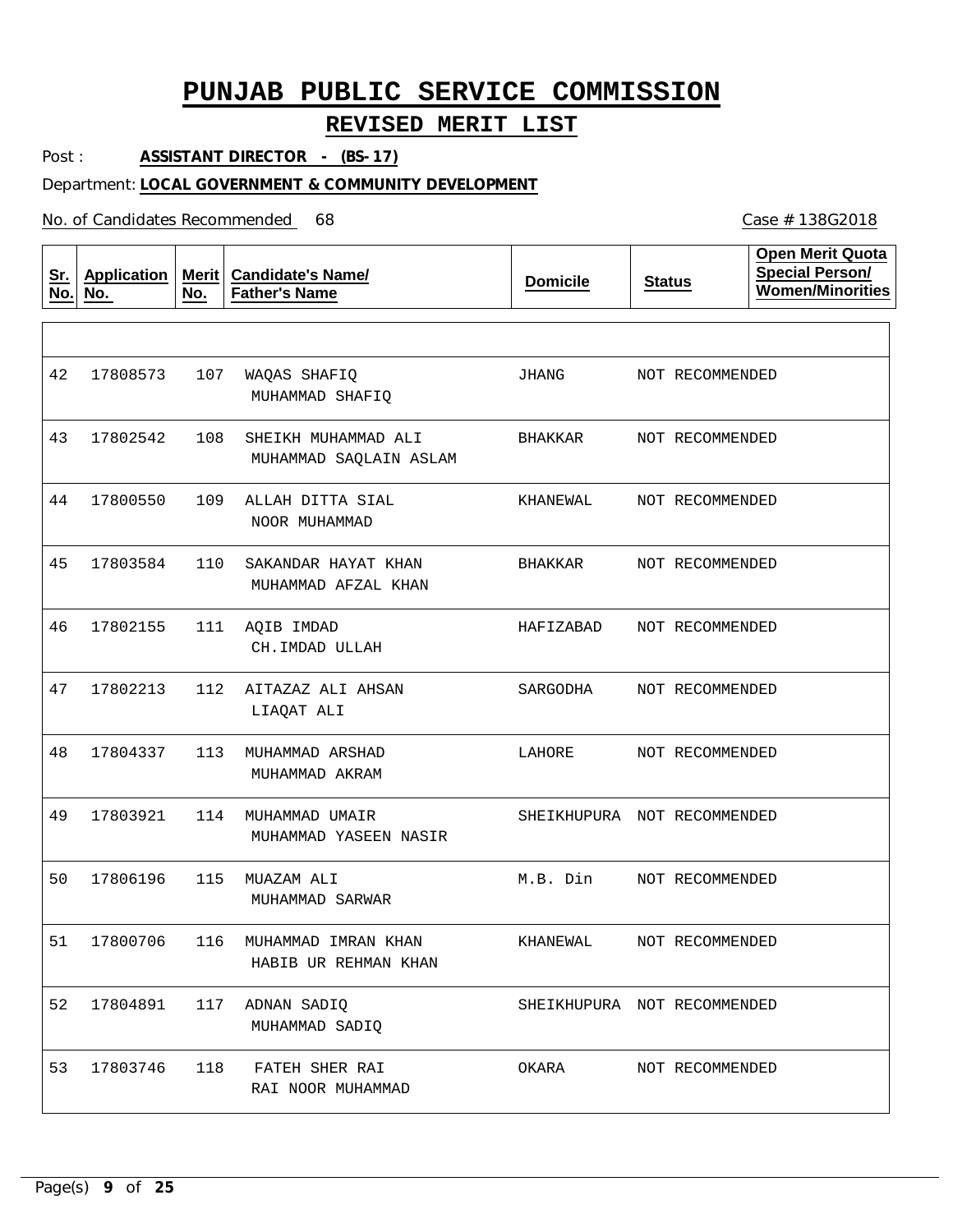# PUNJAB PUBLIC SERVICE COMMISSION

## REVISED MERIT LIST

Post : **ASSISTANT DIRECTOR - (BS-17)**

Department: **LOCAL GOVERNMENT & COMMUNITY DEVELOPMENT**

No. of Candidates Recommended 68

Case # 138G2018

| Sr. No. | Application No. | Merit No. | Candidate's Name/ Father's Name | Domicile | Status | Open Merit Quota Special Person/ Women/Minorities |
|---|---|---|---|---|---|---|
| 42 | 17808573 | 107 | WAQAS SHAFIQ<br>MUHAMMAD SHAFIQ | JHANG | NOT RECOMMENDED | |
| 43 | 17802542 | 108 | SHEIKH MUHAMMAD ALI<br>MUHAMMAD SAQLAIN ASLAM | BHAKKAR | NOT RECOMMENDED | |
| 44 | 17800550 | 109 | ALLAH DITTA SIAL<br>NOOR MUHAMMAD | KHANEWAL | NOT RECOMMENDED | |
| 45 | 17803584 | 110 | SAKANDAR HAYAT KHAN<br>MUHAMMAD AFZAL KHAN | BHAKKAR | NOT RECOMMENDED | |
| 46 | 17802155 | 111 | AQIB IMDAD<br>CH.IMDAD ULLAH | HAFIZABAD | NOT RECOMMENDED | |
| 47 | 17802213 | 112 | AITAZAZ ALI AHSAN<br>LIAQAT ALI | SARGODHA | NOT RECOMMENDED | |
| 48 | 17804337 | 113 | MUHAMMAD ARSHAD<br>MUHAMMAD AKRAM | LAHORE | NOT RECOMMENDED | |
| 49 | 17803921 | 114 | MUHAMMAD UMAIR<br>MUHAMMAD YASEEN NASIR | SHEIKHUPURA | NOT RECOMMENDED | |
| 50 | 17806196 | 115 | MUAZAM ALI<br>MUHAMMAD SARWAR | M.B. Din | NOT RECOMMENDED | |
| 51 | 17800706 | 116 | MUHAMMAD IMRAN KHAN<br>HABIB UR REHMAN KHAN | KHANEWAL | NOT RECOMMENDED | |
| 52 | 17804891 | 117 | ADNAN SADIQ<br>MUHAMMAD SADIQ | SHEIKHUPURA | NOT RECOMMENDED | |
| 53 | 17803746 | 118 | FATEH SHER RAI<br>RAI NOOR MUHAMMAD | OKARA | NOT RECOMMENDED | |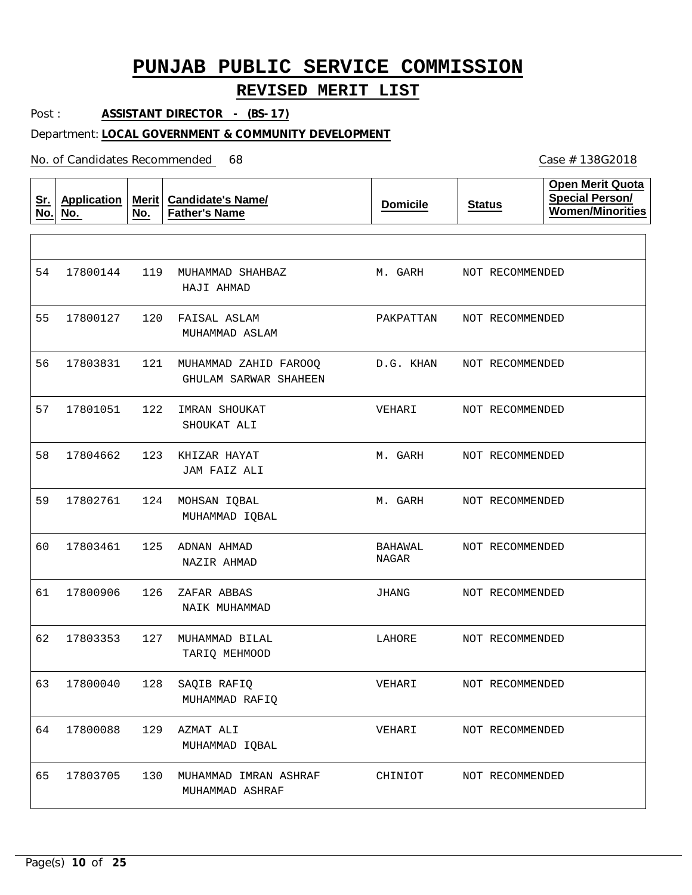# PUNJAB PUBLIC SERVICE COMMISSION

## REVISED MERIT LIST

Post : **ASSISTANT DIRECTOR - (BS-17)**

Department: **LOCAL GOVERNMENT & COMMUNITY DEVELOPMENT**

No. of Candidates Recommended 68

Case # 138G2018

| Sr. No. | Application No. | Merit No. | Candidate's Name/ Father's Name | Domicile | Status | Open Merit Quota Special Person/ Women/Minorities |
|---|---|---|---|---|---|---|
| 54 | 17800144 | 119 | MUHAMMAD SHAHBAZ<br>HAJI AHMAD | M. GARH | NOT RECOMMENDED | |
| 55 | 17800127 | 120 | FAISAL ASLAM<br>MUHAMMAD ASLAM | PAKPATTAN | NOT RECOMMENDED | |
| 56 | 17803831 | 121 | MUHAMMAD ZAHID FAROOQ<br>GHULAM SARWAR SHAHEEN | D.G. KHAN | NOT RECOMMENDED | |
| 57 | 17801051 | 122 | IMRAN SHOUKAT<br>SHOUKAT ALI | VEHARI | NOT RECOMMENDED | |
| 58 | 17804662 | 123 | KHIZAR HAYAT<br>JAM FAIZ ALI | M. GARH | NOT RECOMMENDED | |
| 59 | 17802761 | 124 | MOHSAN IQBAL<br>MUHAMMAD IQBAL | M. GARH | NOT RECOMMENDED | |
| 60 | 17803461 | 125 | ADNAN AHMAD<br>NAZIR AHMAD | BAHAWAL NAGAR | NOT RECOMMENDED | |
| 61 | 17800906 | 126 | ZAFAR ABBAS<br>NAIK MUHAMMAD | JHANG | NOT RECOMMENDED | |
| 62 | 17803353 | 127 | MUHAMMAD BILAL<br>TARIQ MEHMOOD | LAHORE | NOT RECOMMENDED | |
| 63 | 17800040 | 128 | SAQIB RAFIQ<br>MUHAMMAD RAFIQ | VEHARI | NOT RECOMMENDED | |
| 64 | 17800088 | 129 | AZMAT ALI<br>MUHAMMAD IQBAL | VEHARI | NOT RECOMMENDED | |
| 65 | 17803705 | 130 | MUHAMMAD IMRAN ASHRAF<br>MUHAMMAD ASHRAF | CHINIOT | NOT RECOMMENDED | |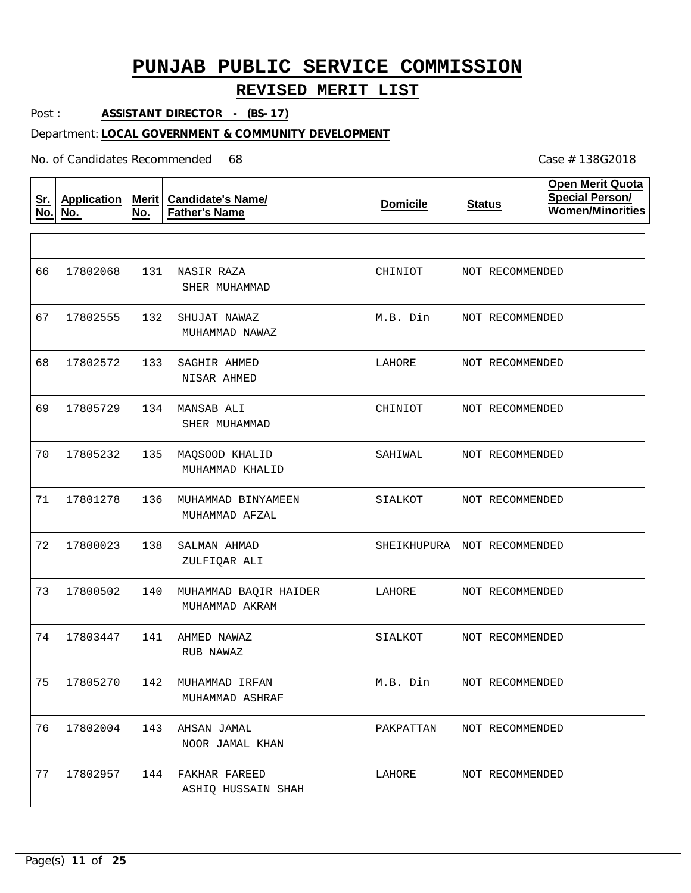# PUNJAB PUBLIC SERVICE COMMISSION

## REVISED MERIT LIST

Post : **ASSISTANT DIRECTOR - (BS-17)**

Department: **LOCAL GOVERNMENT & COMMUNITY DEVELOPMENT**

No. of Candidates Recommended 68

Case # 138G2018

| Sr. No. | Application No. | Merit No. | Candidate's Name/ Father's Name | Domicile | Status | Open Merit Quota Special Person/ Women/Minorities |
|---|---|---|---|---|---|---|
| 66 | 17802068 | 131 | NASIR RAZA<br>SHER MUHAMMAD | CHINIOT | NOT RECOMMENDED | |
| 67 | 17802555 | 132 | SHUJAT NAWAZ<br>MUHAMMAD NAWAZ | M.B. Din | NOT RECOMMENDED | |
| 68 | 17802572 | 133 | SAGHIR AHMED<br>NISAR AHMED | LAHORE | NOT RECOMMENDED | |
| 69 | 17805729 | 134 | MANSAB ALI<br>SHER MUHAMMAD | CHINIOT | NOT RECOMMENDED | |
| 70 | 17805232 | 135 | MAQSOOD KHALID<br>MUHAMMAD KHALID | SAHIWAL | NOT RECOMMENDED | |
| 71 | 17801278 | 136 | MUHAMMAD BINYAMEEN<br>MUHAMMAD AFZAL | SIALKOT | NOT RECOMMENDED | |
| 72 | 17800023 | 138 | SALMAN AHMAD<br>ZULFIQAR ALI | SHEIKHUPURA | NOT RECOMMENDED | |
| 73 | 17800502 | 140 | MUHAMMAD BAQIR HAIDER<br>MUHAMMAD AKRAM | LAHORE | NOT RECOMMENDED | |
| 74 | 17803447 | 141 | AHMED NAWAZ<br>RUB NAWAZ | SIALKOT | NOT RECOMMENDED | |
| 75 | 17805270 | 142 | MUHAMMAD IRFAN<br>MUHAMMAD ASHRAF | M.B. Din | NOT RECOMMENDED | |
| 76 | 17802004 | 143 | AHSAN JAMAL<br>NOOR JAMAL KHAN | PAKPATTAN | NOT RECOMMENDED | |
| 77 | 17802957 | 144 | FAKHAR FAREED<br>ASHIQ HUSSAIN SHAH | LAHORE | NOT RECOMMENDED | |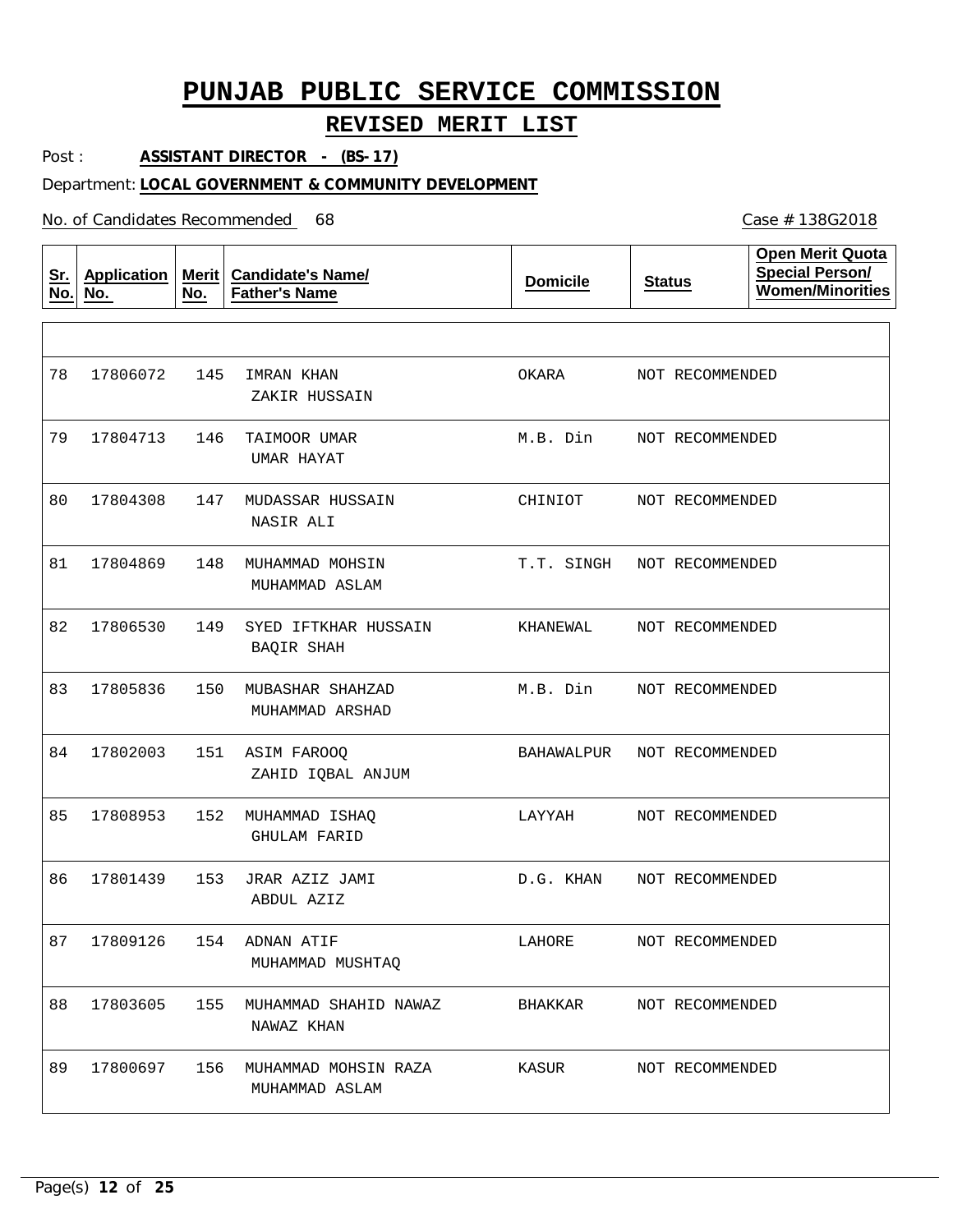# PUNJAB PUBLIC SERVICE COMMISSION

## REVISED MERIT LIST

Post : **ASSISTANT DIRECTOR - (BS-17)**

Department: **LOCAL GOVERNMENT & COMMUNITY DEVELOPMENT**

No. of Candidates Recommended 68

Case # 138G2018

| Sr. No. | Application No. | Merit No. | Candidate's Name/ Father's Name | Domicile | Status | Open Merit Quota Special Person/ Women/Minorities |
|---|---|---|---|---|---|---|
| 78 | 17806072 | 145 | IMRAN KHAN<br>ZAKIR HUSSAIN | OKARA | NOT RECOMMENDED | |
| 79 | 17804713 | 146 | TAIMOOR UMAR<br>UMAR HAYAT | M.B. Din | NOT RECOMMENDED | |
| 80 | 17804308 | 147 | MUDASSAR HUSSAIN<br>NASIR ALI | CHINIOT | NOT RECOMMENDED | |
| 81 | 17804869 | 148 | MUHAMMAD MOHSIN<br>MUHAMMAD ASLAM | T.T. SINGH | NOT RECOMMENDED | |
| 82 | 17806530 | 149 | SYED IFTKHAR HUSSAIN<br>BAQIR SHAH | KHANEWAL | NOT RECOMMENDED | |
| 83 | 17805836 | 150 | MUBASHAR SHAHZAD<br>MUHAMMAD ARSHAD | M.B. Din | NOT RECOMMENDED | |
| 84 | 17802003 | 151 | ASIM FAROOQ<br>ZAHID IQBAL ANJUM | BAHAWALPUR | NOT RECOMMENDED | |
| 85 | 17808953 | 152 | MUHAMMAD ISHAQ<br>GHULAM FARID | LAYYAH | NOT RECOMMENDED | |
| 86 | 17801439 | 153 | JRAR AZIZ JAMI<br>ABDUL AZIZ | D.G. KHAN | NOT RECOMMENDED | |
| 87 | 17809126 | 154 | ADNAN ATIF<br>MUHAMMAD MUSHTAQ | LAHORE | NOT RECOMMENDED | |
| 88 | 17803605 | 155 | MUHAMMAD SHAHID NAWAZ<br>NAWAZ KHAN | BHAKKAR | NOT RECOMMENDED | |
| 89 | 17800697 | 156 | MUHAMMAD MOHSIN RAZA<br>MUHAMMAD ASLAM | KASUR | NOT RECOMMENDED | |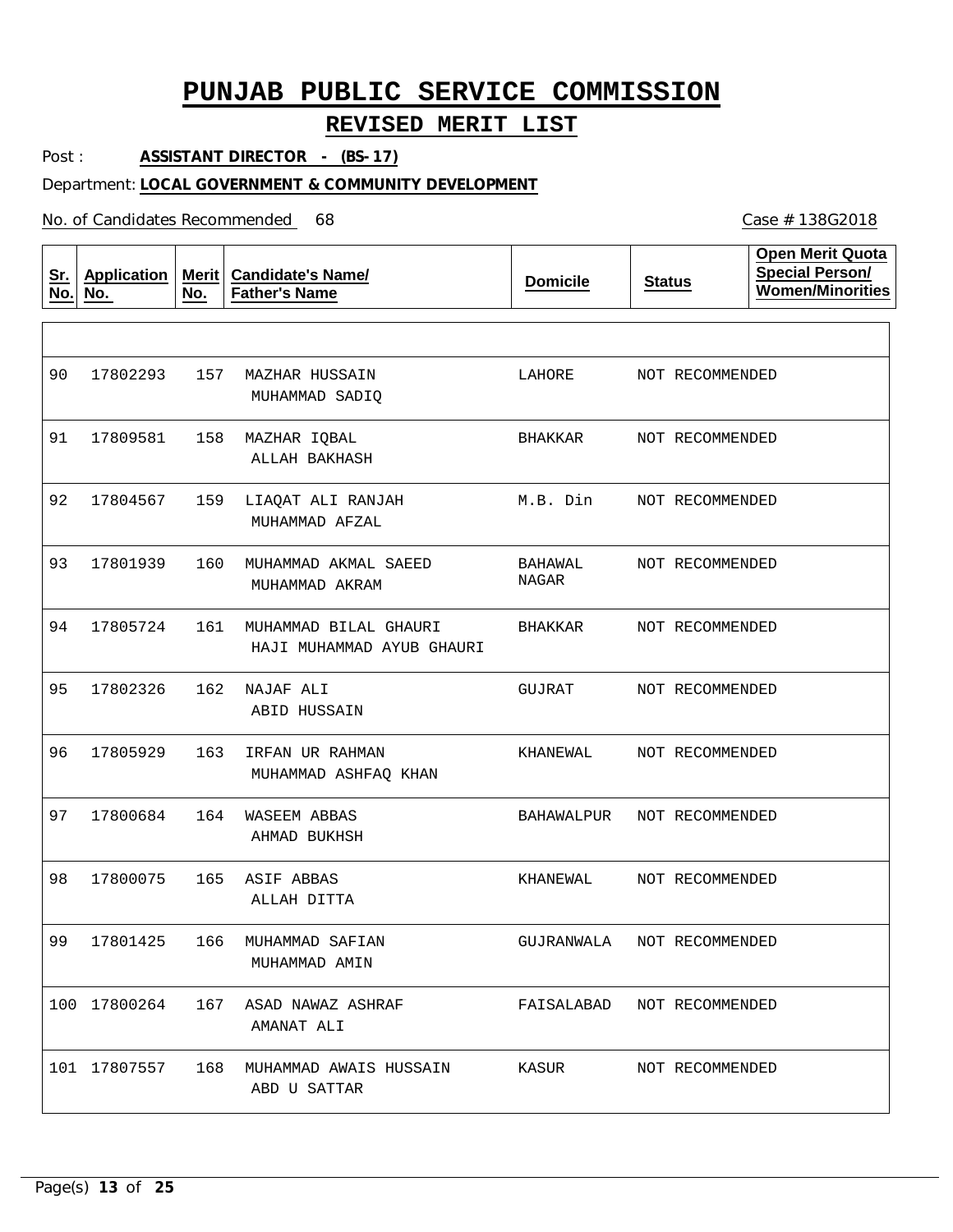# PUNJAB PUBLIC SERVICE COMMISSION

## REVISED MERIT LIST

Post : **ASSISTANT DIRECTOR - (BS-17)**

Department: **LOCAL GOVERNMENT & COMMUNITY DEVELOPMENT**

No. of Candidates Recommended 68

Case # 138G2018

| Sr. No. | Application No. | Merit No. | Candidate's Name/ Father's Name | Domicile | Status | Open Merit Quota Special Person/ Women/Minorities |
|---|---|---|---|---|---|---|
| 90 | 17802293 | 157 | MAZHAR HUSSAIN<br>MUHAMMAD SADIQ | LAHORE | NOT RECOMMENDED | |
| 91 | 17809581 | 158 | MAZHAR IQBAL<br>ALLAH BAKHASH | BHAKKAR | NOT RECOMMENDED | |
| 92 | 17804567 | 159 | LIAQAT ALI RANJAH<br>MUHAMMAD AFZAL | M.B. Din | NOT RECOMMENDED | |
| 93 | 17801939 | 160 | MUHAMMAD AKMAL SAEED<br>MUHAMMAD AKRAM | BAHAWAL NAGAR | NOT RECOMMENDED | |
| 94 | 17805724 | 161 | MUHAMMAD BILAL GHAURI<br>HAJI MUHAMMAD AYUB GHAURI | BHAKKAR | NOT RECOMMENDED | |
| 95 | 17802326 | 162 | NAJAF ALI<br>ABID HUSSAIN | GUJRAT | NOT RECOMMENDED | |
| 96 | 17805929 | 163 | IRFAN UR RAHMAN<br>MUHAMMAD ASHFAQ KHAN | KHANEWAL | NOT RECOMMENDED | |
| 97 | 17800684 | 164 | WASEEM ABBAS<br>AHMAD BUKHSH | BAHAWALPUR | NOT RECOMMENDED | |
| 98 | 17800075 | 165 | ASIF ABBAS<br>ALLAH DITTA | KHANEWAL | NOT RECOMMENDED | |
| 99 | 17801425 | 166 | MUHAMMAD SAFIAN<br>MUHAMMAD AMIN | GUJRANWALA | NOT RECOMMENDED | |
| 100 | 17800264 | 167 | ASAD NAWAZ ASHRAF<br>AMANAT ALI | FAISALABAD | NOT RECOMMENDED | |
| 101 | 17807557 | 168 | MUHAMMAD AWAIS HUSSAIN<br>ABD U SATTAR | KASUR | NOT RECOMMENDED | |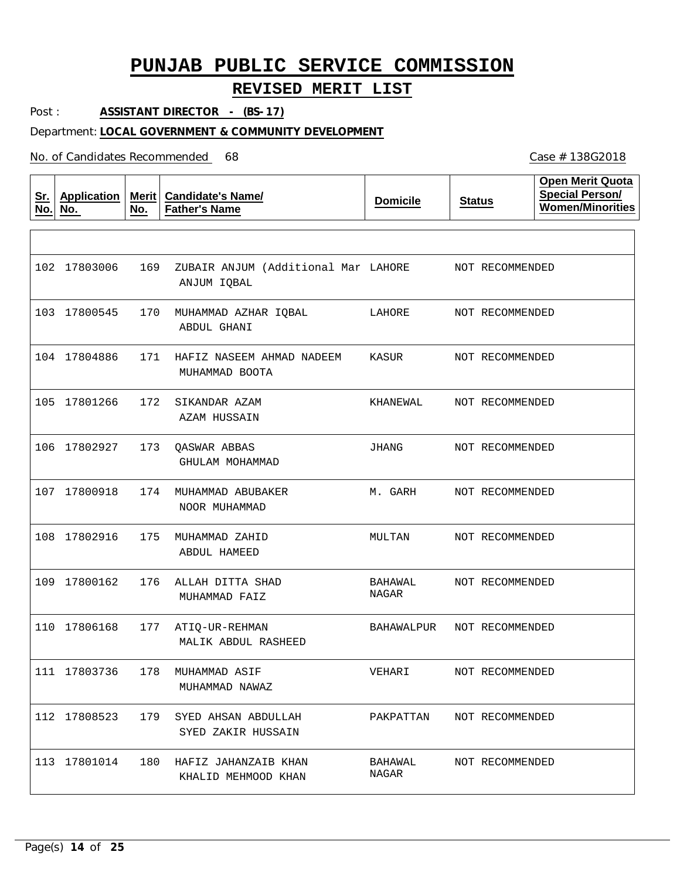# PUNJAB PUBLIC SERVICE COMMISSION

## REVISED MERIT LIST

Post : **ASSISTANT DIRECTOR - (BS-17)**

Department: **LOCAL GOVERNMENT & COMMUNITY DEVELOPMENT**

No. of Candidates Recommended 68

Case # 138G2018

| Sr. No. | Application No. | Merit No. | Candidate's Name/ Father's Name | Domicile | Status | Open Merit Quota Special Person/ Women/Minorities |
|---|---|---|---|---|---|---|
| 102 | 17803006 | 169 | ZUBAIR ANJUM (Additional Mar<br>ANJUM IQBAL | LAHORE | NOT RECOMMENDED | |
| 103 | 17800545 | 170 | MUHAMMAD AZHAR IQBAL<br>ABDUL GHANI | LAHORE | NOT RECOMMENDED | |
| 104 | 17804886 | 171 | HAFIZ NASEEM AHMAD NADEEM<br>MUHAMMAD BOOTA | KASUR | NOT RECOMMENDED | |
| 105 | 17801266 | 172 | SIKANDAR AZAM<br>AZAM HUSSAIN | KHANEWAL | NOT RECOMMENDED | |
| 106 | 17802927 | 173 | QASWAR ABBAS<br>GHULAM MOHAMMAD | JHANG | NOT RECOMMENDED | |
| 107 | 17800918 | 174 | MUHAMMAD ABUBAKER<br>NOOR MUHAMMAD | M. GARH | NOT RECOMMENDED | |
| 108 | 17802916 | 175 | MUHAMMAD ZAHID<br>ABDUL HAMEED | MULTAN | NOT RECOMMENDED | |
| 109 | 17800162 | 176 | ALLAH DITTA SHAD<br>MUHAMMAD FAIZ | BAHAWAL NAGAR | NOT RECOMMENDED | |
| 110 | 17806168 | 177 | ATIQ-UR-REHMAN<br>MALIK ABDUL RASHEED | BAHAWALPUR | NOT RECOMMENDED | |
| 111 | 17803736 | 178 | MUHAMMAD ASIF<br>MUHAMMAD NAWAZ | VEHARI | NOT RECOMMENDED | |
| 112 | 17808523 | 179 | SYED AHSAN ABDULLAH<br>SYED ZAKIR HUSSAIN | PAKPATTAN | NOT RECOMMENDED | |
| 113 | 17801014 | 180 | HAFIZ JAHANZAIB KHAN<br>KHALID MEHMOOD KHAN | BAHAWAL NAGAR | NOT RECOMMENDED | |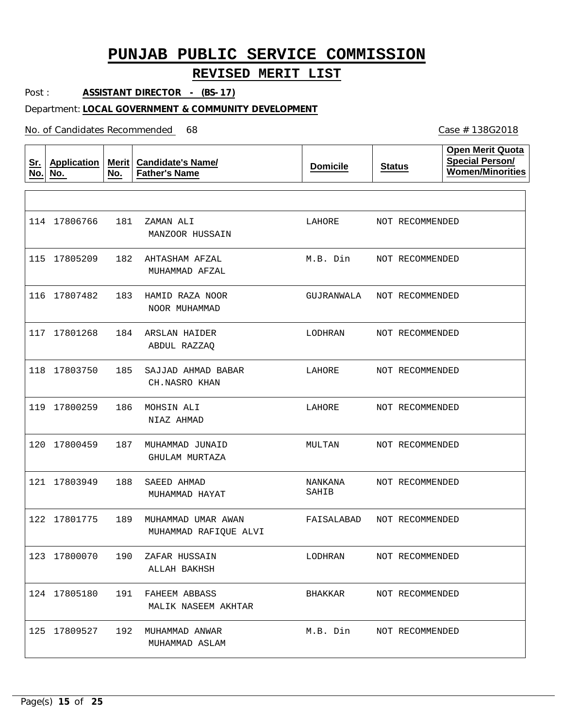# PUNJAB PUBLIC SERVICE COMMISSION

## REVISED MERIT LIST

Post : **ASSISTANT DIRECTOR - (BS-17)**

Department: **LOCAL GOVERNMENT & COMMUNITY DEVELOPMENT**

No. of Candidates Recommended 68

Case # 138G2018

| Sr. No. | Application No. | Merit No. | Candidate's Name/ Father's Name | Domicile | Status | Open Merit Quota Special Person/ Women/Minorities |
|---|---|---|---|---|---|---|
| 114 | 17806766 | 181 | ZAMAN ALI<br>MANZOOR HUSSAIN | LAHORE | NOT RECOMMENDED | |
| 115 | 17805209 | 182 | AHTASHAM AFZAL<br>MUHAMMAD AFZAL | M.B. Din | NOT RECOMMENDED | |
| 116 | 17807482 | 183 | HAMID RAZA NOOR<br>NOOR MUHAMMAD | GUJRANWALA | NOT RECOMMENDED | |
| 117 | 17801268 | 184 | ARSLAN HAIDER<br>ABDUL RAZZAQ | LODHRAN | NOT RECOMMENDED | |
| 118 | 17803750 | 185 | SAJJAD AHMAD BABAR<br>CH.NASRO KHAN | LAHORE | NOT RECOMMENDED | |
| 119 | 17800259 | 186 | MOHSIN ALI<br>NIAZ AHMAD | LAHORE | NOT RECOMMENDED | |
| 120 | 17800459 | 187 | MUHAMMAD JUNAID<br>GHULAM MURTAZA | MULTAN | NOT RECOMMENDED | |
| 121 | 17803949 | 188 | SAEED AHMAD<br>MUHAMMAD HAYAT | NANKANA SAHIB | NOT RECOMMENDED | |
| 122 | 17801775 | 189 | MUHAMMAD UMAR AWAN<br>MUHAMMAD RAFIQUE ALVI | FAISALABAD | NOT RECOMMENDED | |
| 123 | 17800070 | 190 | ZAFAR HUSSAIN<br>ALLAH BAKHSH | LODHRAN | NOT RECOMMENDED | |
| 124 | 17805180 | 191 | FAHEEM ABBASS<br>MALIK NASEEM AKHTAR | BHAKKAR | NOT RECOMMENDED | |
| 125 | 17809527 | 192 | MUHAMMAD ANWAR<br>MUHAMMAD ASLAM | M.B. Din | NOT RECOMMENDED | |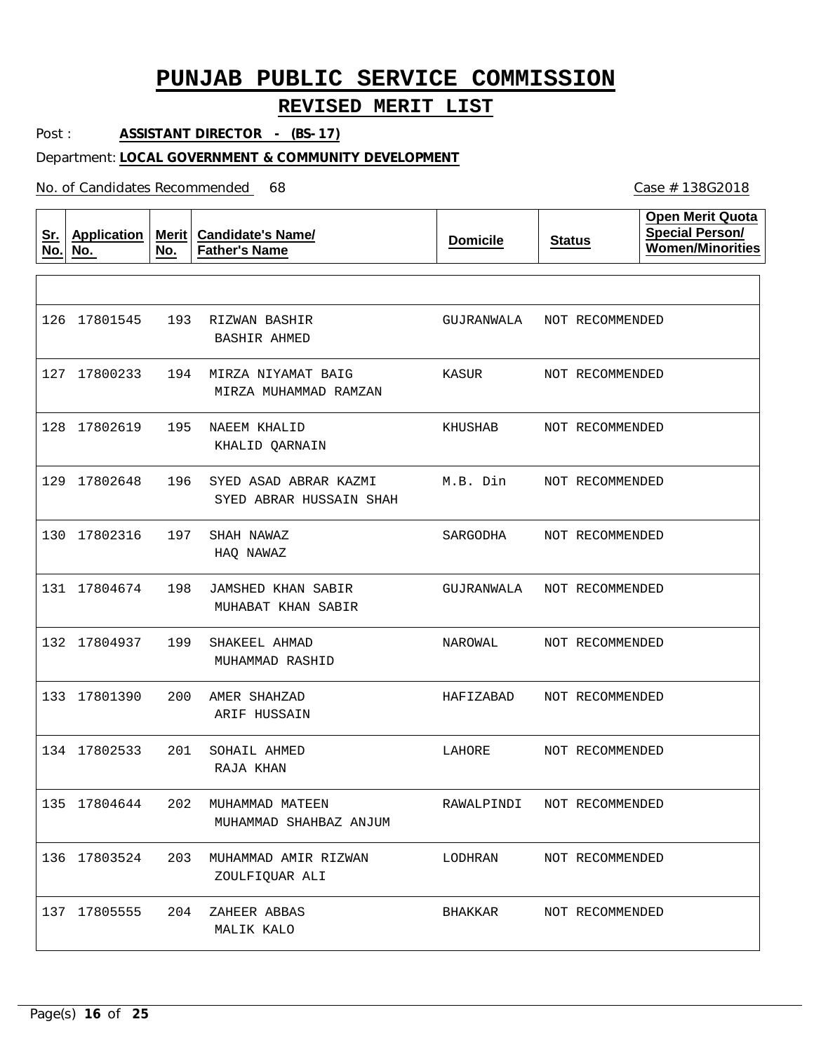# PUNJAB PUBLIC SERVICE COMMISSION

## REVISED MERIT LIST

Post : **ASSISTANT DIRECTOR - (BS-17)**

Department: **LOCAL GOVERNMENT & COMMUNITY DEVELOPMENT**

No. of Candidates Recommended 68

Case # 138G2018

| Sr. No. | Application No. | Merit No. | Candidate's Name/ Father's Name | Domicile | Status | Open Merit Quota Special Person/ Women/Minorities |
|---|---|---|---|---|---|---|
| 126 | 17801545 | 193 | RIZWAN BASHIR<br>BASHIR AHMED | GUJRANWALA | NOT RECOMMENDED | |
| 127 | 17800233 | 194 | MIRZA NIYAMAT BAIG<br>MIRZA MUHAMMAD RAMZAN | KASUR | NOT RECOMMENDED | |
| 128 | 17802619 | 195 | NAEEM KHALID<br>KHALID QARNAIN | KHUSHAB | NOT RECOMMENDED | |
| 129 | 17802648 | 196 | SYED ASAD ABRAR KAZMI<br>SYED ABRAR HUSSAIN SHAH | M.B. Din | NOT RECOMMENDED | |
| 130 | 17802316 | 197 | SHAH NAWAZ<br>HAQ NAWAZ | SARGODHA | NOT RECOMMENDED | |
| 131 | 17804674 | 198 | JAMSHED KHAN SABIR<br>MUHABAT KHAN SABIR | GUJRANWALA | NOT RECOMMENDED | |
| 132 | 17804937 | 199 | SHAKEEL AHMAD<br>MUHAMMAD RASHID | NAROWAL | NOT RECOMMENDED | |
| 133 | 17801390 | 200 | AMER SHAHZAD<br>ARIF HUSSAIN | HAFIZABAD | NOT RECOMMENDED | |
| 134 | 17802533 | 201 | SOHAIL AHMED<br>RAJA KHAN | LAHORE | NOT RECOMMENDED | |
| 135 | 17804644 | 202 | MUHAMMAD MATEEN<br>MUHAMMAD SHAHBAZ ANJUM | RAWALPINDI | NOT RECOMMENDED | |
| 136 | 17803524 | 203 | MUHAMMAD AMIR RIZWAN<br>ZOULFIQUAR ALI | LODHRAN | NOT RECOMMENDED | |
| 137 | 17805555 | 204 | ZAHEER ABBAS<br>MALIK KALO | BHAKKAR | NOT RECOMMENDED | |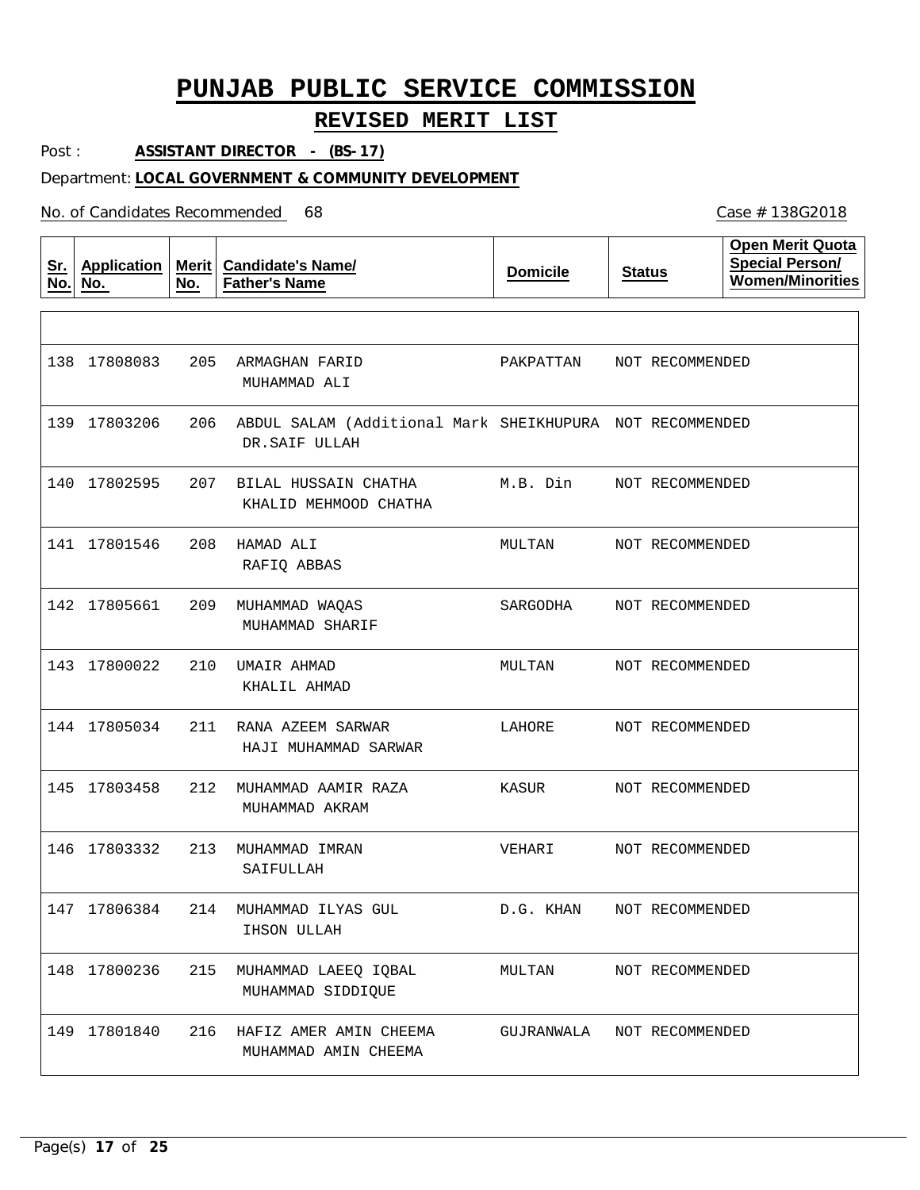# PUNJAB PUBLIC SERVICE COMMISSION

## REVISED MERIT LIST

Post : **ASSISTANT DIRECTOR - (BS-17)**

Department: **LOCAL GOVERNMENT & COMMUNITY DEVELOPMENT**

No. of Candidates Recommended 68

Case # 138G2018

| Sr. No. | Application No. | Merit No. | Candidate's Name/ Father's Name | Domicile | Status | Open Merit Quota Special Person/ Women/Minorities |
|---|---|---|---|---|---|---|
| 138 | 17808083 | 205 | ARMAGHAN FARID<br>MUHAMMAD ALI | PAKPATTAN | NOT RECOMMENDED | |
| 139 | 17803206 | 206 | ABDUL SALAM (Additional Mark<br>DR.SAIF ULLAH | SHEIKHUPURA | NOT RECOMMENDED | |
| 140 | 17802595 | 207 | BILAL HUSSAIN CHATHA<br>KHALID MEHMOOD CHATHA | M.B. Din | NOT RECOMMENDED | |
| 141 | 17801546 | 208 | HAMAD ALI<br>RAFIQ ABBAS | MULTAN | NOT RECOMMENDED | |
| 142 | 17805661 | 209 | MUHAMMAD WAQAS<br>MUHAMMAD SHARIF | SARGODHA | NOT RECOMMENDED | |
| 143 | 17800022 | 210 | UMAIR AHMAD<br>KHALIL AHMAD | MULTAN | NOT RECOMMENDED | |
| 144 | 17805034 | 211 | RANA AZEEM SARWAR<br>HAJI MUHAMMAD SARWAR | LAHORE | NOT RECOMMENDED | |
| 145 | 17803458 | 212 | MUHAMMAD AAMIR RAZA<br>MUHAMMAD AKRAM | KASUR | NOT RECOMMENDED | |
| 146 | 17803332 | 213 | MUHAMMAD IMRAN<br>SAIFULLAH | VEHARI | NOT RECOMMENDED | |
| 147 | 17806384 | 214 | MUHAMMAD ILYAS GUL<br>IHSON ULLAH | D.G. KHAN | NOT RECOMMENDED | |
| 148 | 17800236 | 215 | MUHAMMAD LAEEQ IQBAL<br>MUHAMMAD SIDDIQUE | MULTAN | NOT RECOMMENDED | |
| 149 | 17801840 | 216 | HAFIZ AMER AMIN CHEEMA<br>MUHAMMAD AMIN CHEEMA | GUJRANWALA | NOT RECOMMENDED | |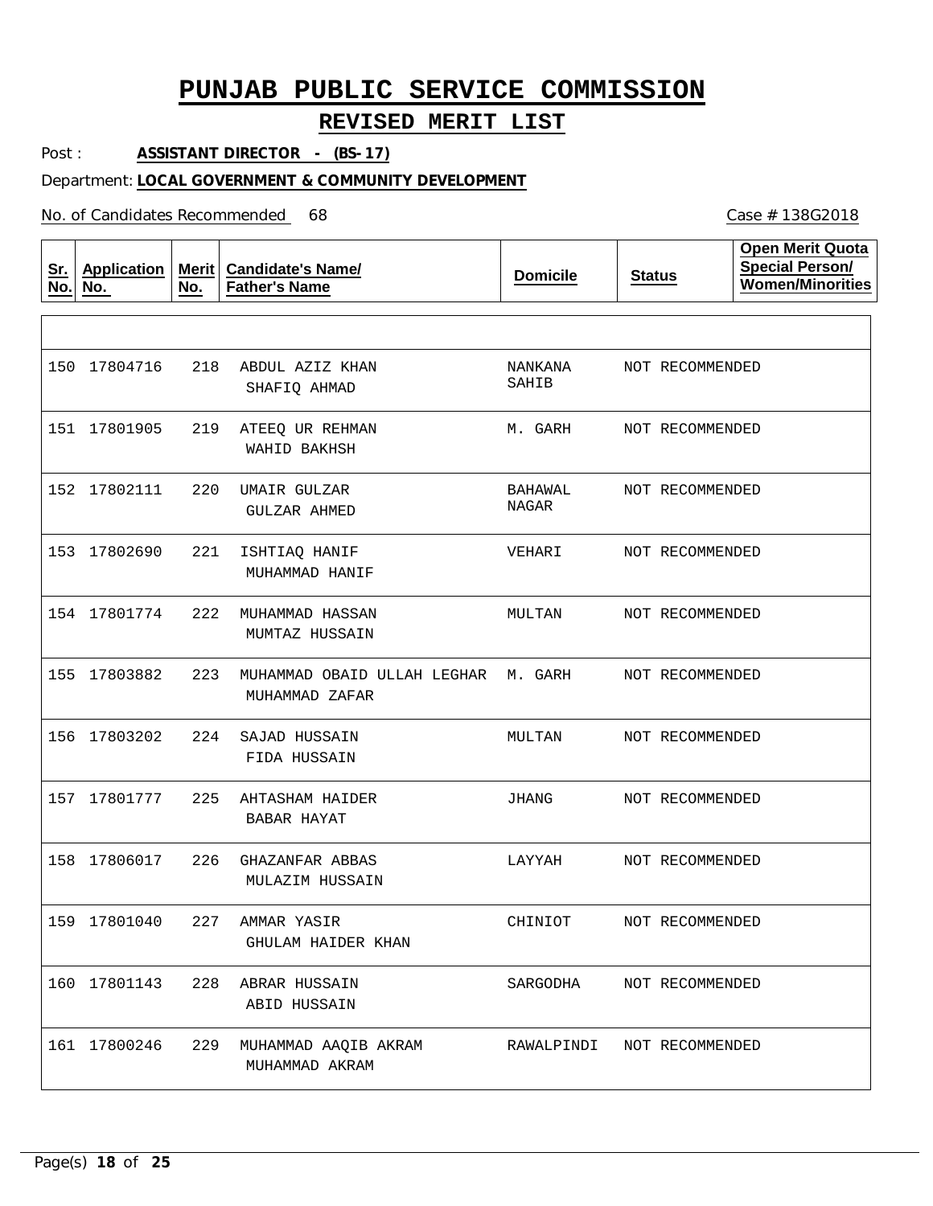# PUNJAB PUBLIC SERVICE COMMISSION

## REVISED MERIT LIST

Post : **ASSISTANT DIRECTOR - (BS-17)**

Department: **LOCAL GOVERNMENT & COMMUNITY DEVELOPMENT**

No. of Candidates Recommended 68

Case # 138G2018

| Sr. No. | Application No. | Merit No. | Candidate's Name/ Father's Name | Domicile | Status | Open Merit Quota Special Person/ Women/Minorities |
|---|---|---|---|---|---|---|
| 150 | 17804716 | 218 | ABDUL AZIZ KHAN<br>SHAFIQ AHMAD | NANKANA SAHIB | NOT RECOMMENDED | |
| 151 | 17801905 | 219 | ATEEQ UR REHMAN<br>WAHID BAKHSH | M. GARH | NOT RECOMMENDED | |
| 152 | 17802111 | 220 | UMAIR GULZAR<br>GULZAR AHMED | BAHAWAL NAGAR | NOT RECOMMENDED | |
| 153 | 17802690 | 221 | ISHTIAQ HANIF<br>MUHAMMAD HANIF | VEHARI | NOT RECOMMENDED | |
| 154 | 17801774 | 222 | MUHAMMAD HASSAN<br>MUMTAZ HUSSAIN | MULTAN | NOT RECOMMENDED | |
| 155 | 17803882 | 223 | MUHAMMAD OBAID ULLAH LEGHAR<br>MUHAMMAD ZAFAR | M. GARH | NOT RECOMMENDED | |
| 156 | 17803202 | 224 | SAJAD HUSSAIN<br>FIDA HUSSAIN | MULTAN | NOT RECOMMENDED | |
| 157 | 17801777 | 225 | AHTASHAM HAIDER<br>BABAR HAYAT | JHANG | NOT RECOMMENDED | |
| 158 | 17806017 | 226 | GHAZANFAR ABBAS<br>MULAZIM HUSSAIN | LAYYAH | NOT RECOMMENDED | |
| 159 | 17801040 | 227 | AMMAR YASIR<br>GHULAM HAIDER KHAN | CHINIOT | NOT RECOMMENDED | |
| 160 | 17801143 | 228 | ABRAR HUSSAIN<br>ABID HUSSAIN | SARGODHA | NOT RECOMMENDED | |
| 161 | 17800246 | 229 | MUHAMMAD AAQIB AKRAM<br>MUHAMMAD AKRAM | RAWALPINDI | NOT RECOMMENDED | |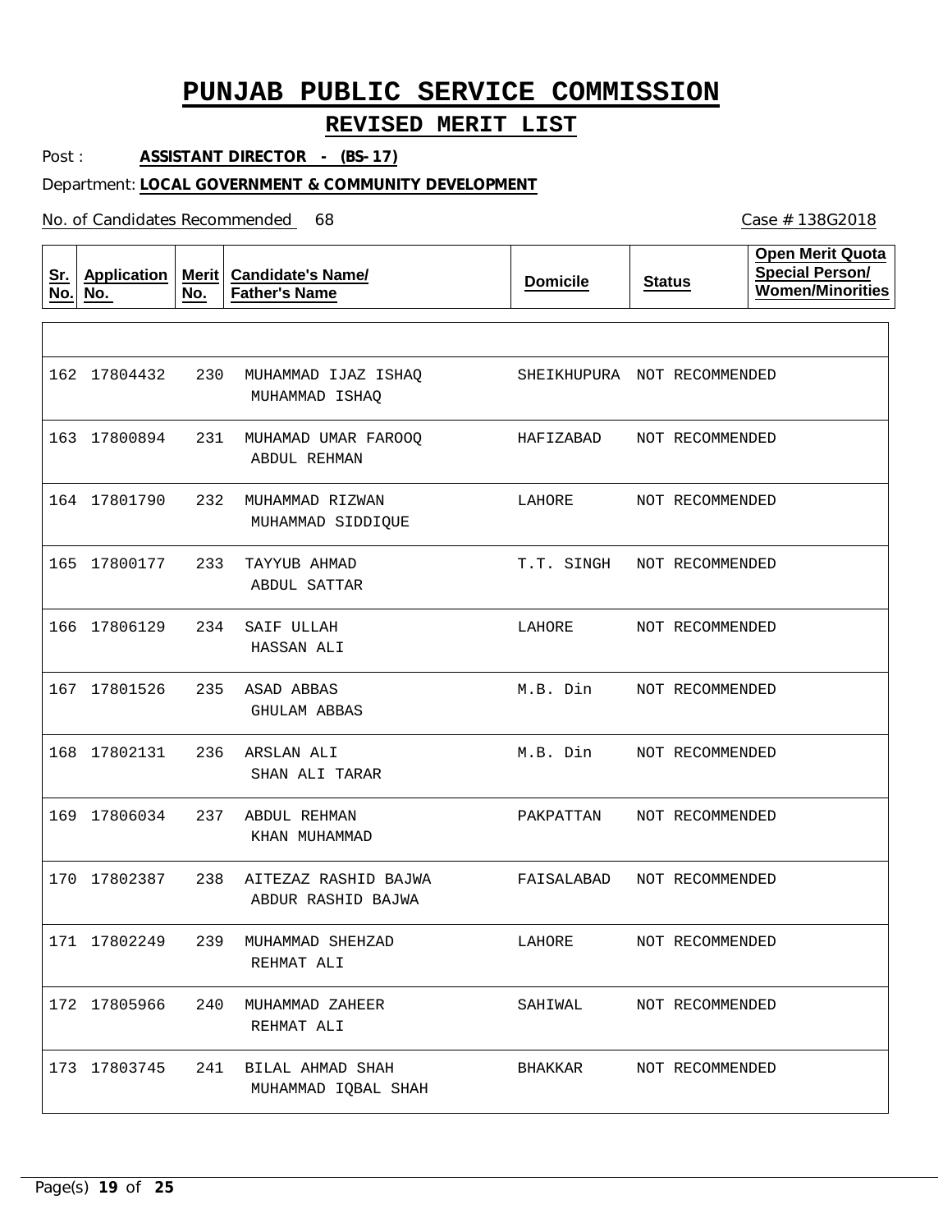# PUNJAB PUBLIC SERVICE COMMISSION

## REVISED MERIT LIST

Post : **ASSISTANT DIRECTOR - (BS-17)**

Department: **LOCAL GOVERNMENT & COMMUNITY DEVELOPMENT**

No. of Candidates Recommended 68

Case # 138G2018

| Sr. No. | Application No. | Merit No. | Candidate's Name/ Father's Name | Domicile | Status | Open Merit Quota Special Person/ Women/Minorities |
|---|---|---|---|---|---|---|
| 162 | 17804432 | 230 | MUHAMMAD IJAZ ISHAQ<br>MUHAMMAD ISHAQ | SHEIKHUPURA | NOT RECOMMENDED | |
| 163 | 17800894 | 231 | MUHAMAD UMAR FAROOQ<br>ABDUL REHMAN | HAFIZABAD | NOT RECOMMENDED | |
| 164 | 17801790 | 232 | MUHAMMAD RIZWAN<br>MUHAMMAD SIDDIQUE | LAHORE | NOT RECOMMENDED | |
| 165 | 17800177 | 233 | TAYYUB AHMAD<br>ABDUL SATTAR | T.T. SINGH | NOT RECOMMENDED | |
| 166 | 17806129 | 234 | SAIF ULLAH<br>HASSAN ALI | LAHORE | NOT RECOMMENDED | |
| 167 | 17801526 | 235 | ASAD ABBAS<br>GHULAM ABBAS | M.B. Din | NOT RECOMMENDED | |
| 168 | 17802131 | 236 | ARSLAN ALI<br>SHAN ALI TARAR | M.B. Din | NOT RECOMMENDED | |
| 169 | 17806034 | 237 | ABDUL REHMAN<br>KHAN MUHAMMAD | PAKPATTAN | NOT RECOMMENDED | |
| 170 | 17802387 | 238 | AITEZAZ RASHID BAJWA<br>ABDUR RASHID BAJWA | FAISALABAD | NOT RECOMMENDED | |
| 171 | 17802249 | 239 | MUHAMMAD SHEHZAD<br>REHMAT ALI | LAHORE | NOT RECOMMENDED | |
| 172 | 17805966 | 240 | MUHAMMAD ZAHEER<br>REHMAT ALI | SAHIWAL | NOT RECOMMENDED | |
| 173 | 17803745 | 241 | BILAL AHMAD SHAH<br>MUHAMMAD IQBAL SHAH | BHAKKAR | NOT RECOMMENDED | |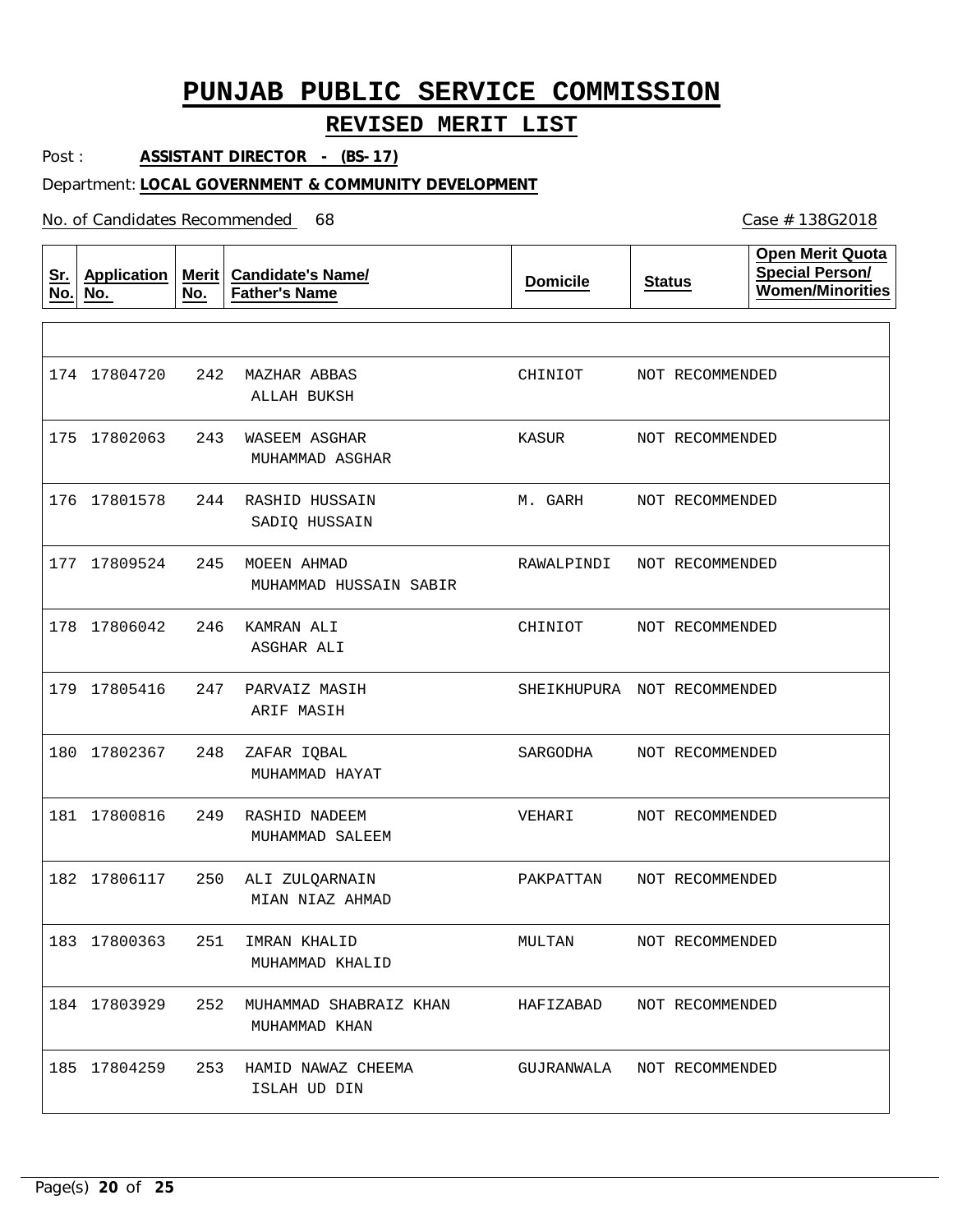# PUNJAB PUBLIC SERVICE COMMISSION

## REVISED MERIT LIST

Post : **ASSISTANT DIRECTOR - (BS-17)**

Department: **LOCAL GOVERNMENT & COMMUNITY DEVELOPMENT**

No. of Candidates Recommended 68

Case # 138G2018

| Sr. No. | Application No. | Merit No. | Candidate's Name/ Father's Name | Domicile | Status | Open Merit Quota Special Person/ Women/Minorities |
|---|---|---|---|---|---|---|
| 174 | 17804720 | 242 | MAZHAR ABBAS<br>ALLAH BUKSH | CHINIOT | NOT RECOMMENDED | |
| 175 | 17802063 | 243 | WASEEM ASGHAR<br>MUHAMMAD ASGHAR | KASUR | NOT RECOMMENDED | |
| 176 | 17801578 | 244 | RASHID HUSSAIN<br>SADIQ HUSSAIN | M. GARH | NOT RECOMMENDED | |
| 177 | 17809524 | 245 | MOEEN AHMAD<br>MUHAMMAD HUSSAIN SABIR | RAWALPINDI | NOT RECOMMENDED | |
| 178 | 17806042 | 246 | KAMRAN ALI<br>ASGHAR ALI | CHINIOT | NOT RECOMMENDED | |
| 179 | 17805416 | 247 | PARVAIZ MASIH<br>ARIF MASIH | SHEIKHUPURA | NOT RECOMMENDED | |
| 180 | 17802367 | 248 | ZAFAR IQBAL<br>MUHAMMAD HAYAT | SARGODHA | NOT RECOMMENDED | |
| 181 | 17800816 | 249 | RASHID NADEEM<br>MUHAMMAD SALEEM | VEHARI | NOT RECOMMENDED | |
| 182 | 17806117 | 250 | ALI ZULQARNAIN<br>MIAN NIAZ AHMAD | PAKPATTAN | NOT RECOMMENDED | |
| 183 | 17800363 | 251 | IMRAN KHALID<br>MUHAMMAD KHALID | MULTAN | NOT RECOMMENDED | |
| 184 | 17803929 | 252 | MUHAMMAD SHABRAIZ KHAN<br>MUHAMMAD KHAN | HAFIZABAD | NOT RECOMMENDED | |
| 185 | 17804259 | 253 | HAMID NAWAZ CHEEMA<br>ISLAH UD DIN | GUJRANWALA | NOT RECOMMENDED | |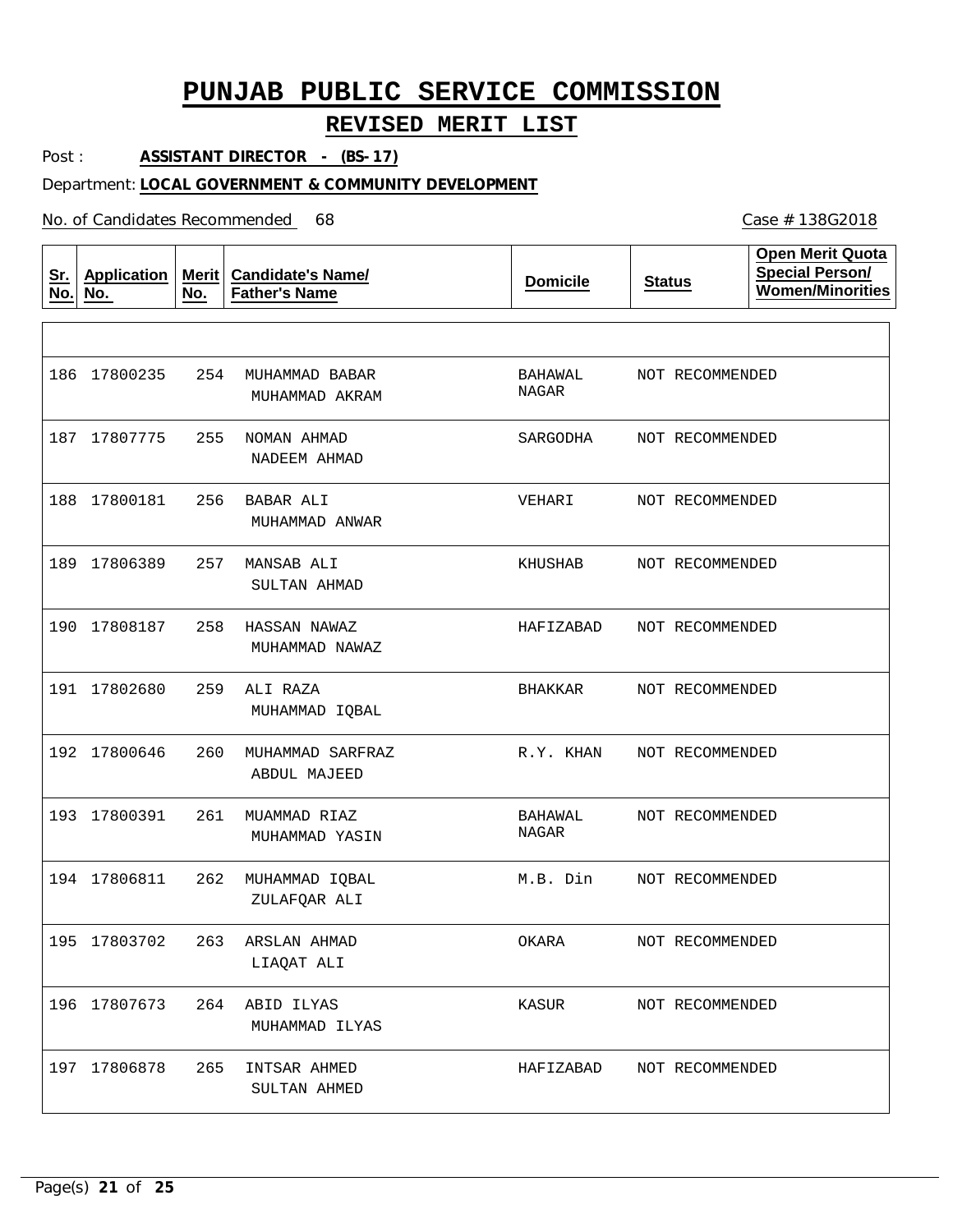# PUNJAB PUBLIC SERVICE COMMISSION

## REVISED MERIT LIST

Post : **ASSISTANT DIRECTOR - (BS-17)**

Department: **LOCAL GOVERNMENT & COMMUNITY DEVELOPMENT**

No. of Candidates Recommended 68

Case # 138G2018

| Sr. No. | Application No. | Merit No. | Candidate's Name/ Father's Name | Domicile | Status | Open Merit Quota Special Person/ Women/Minorities |
|---|---|---|---|---|---|---|
| 186 | 17800235 | 254 | MUHAMMAD BABAR<br>MUHAMMAD AKRAM | BAHAWAL NAGAR | NOT RECOMMENDED | |
| 187 | 17807775 | 255 | NOMAN AHMAD<br>NADEEM AHMAD | SARGODHA | NOT RECOMMENDED | |
| 188 | 17800181 | 256 | BABAR ALI<br>MUHAMMAD ANWAR | VEHARI | NOT RECOMMENDED | |
| 189 | 17806389 | 257 | MANSAB ALI<br>SULTAN AHMAD | KHUSHAB | NOT RECOMMENDED | |
| 190 | 17808187 | 258 | HASSAN NAWAZ<br>MUHAMMAD NAWAZ | HAFIZABAD | NOT RECOMMENDED | |
| 191 | 17802680 | 259 | ALI RAZA<br>MUHAMMAD IQBAL | BHAKKAR | NOT RECOMMENDED | |
| 192 | 17800646 | 260 | MUHAMMAD SARFRAZ<br>ABDUL MAJEED | R.Y. KHAN | NOT RECOMMENDED | |
| 193 | 17800391 | 261 | MUAMMAD RIAZ<br>MUHAMMAD YASIN | BAHAWAL NAGAR | NOT RECOMMENDED | |
| 194 | 17806811 | 262 | MUHAMMAD IQBAL<br>ZULAFQAR ALI | M.B. Din | NOT RECOMMENDED | |
| 195 | 17803702 | 263 | ARSLAN AHMAD<br>LIAQAT ALI | OKARA | NOT RECOMMENDED | |
| 196 | 17807673 | 264 | ABID ILYAS<br>MUHAMMAD ILYAS | KASUR | NOT RECOMMENDED | |
| 197 | 17806878 | 265 | INTSAR AHMED<br>SULTAN AHMED | HAFIZABAD | NOT RECOMMENDED | |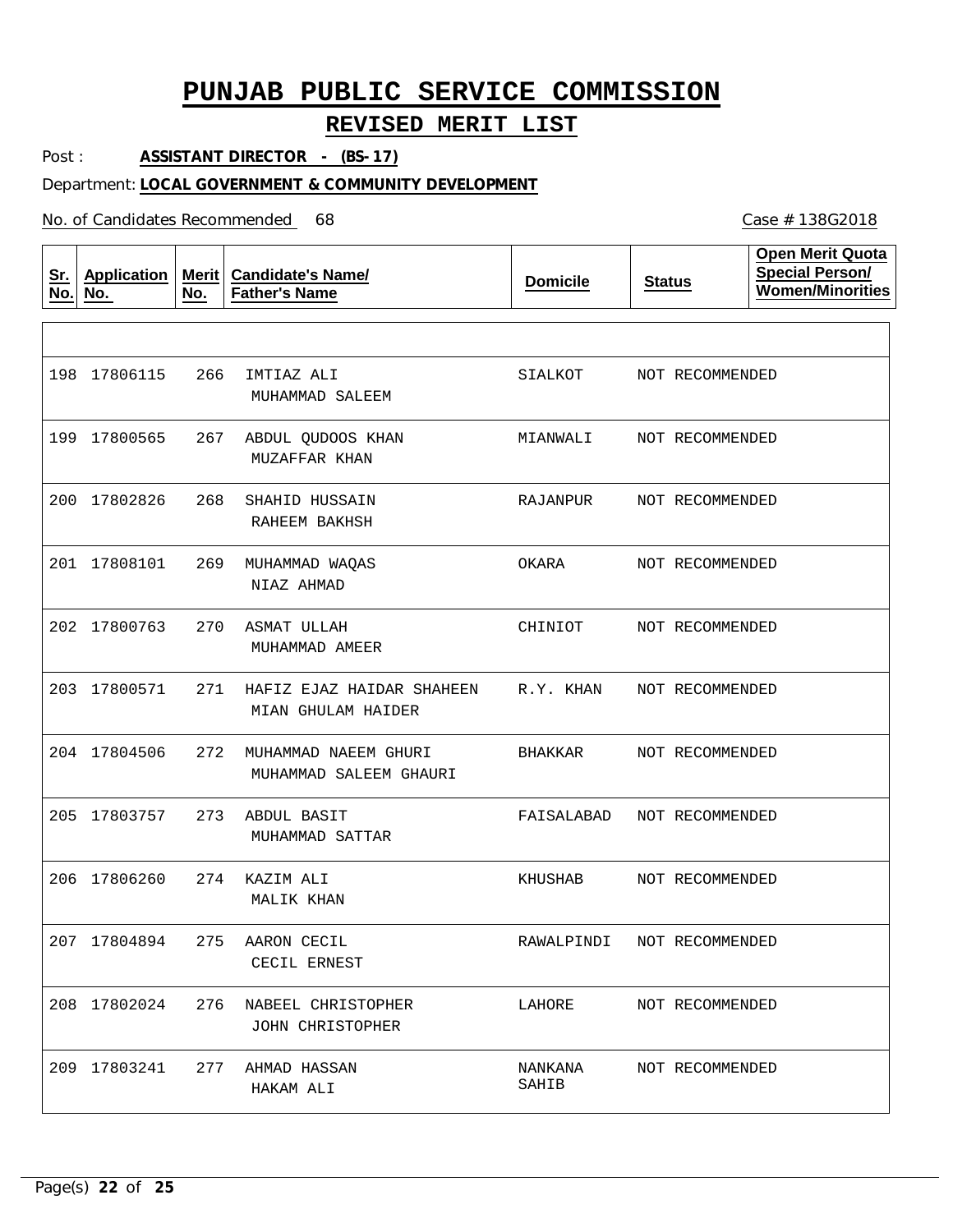# PUNJAB PUBLIC SERVICE COMMISSION

## REVISED MERIT LIST

Post : **ASSISTANT DIRECTOR - (BS-17)**

Department: **LOCAL GOVERNMENT & COMMUNITY DEVELOPMENT**

No. of Candidates Recommended 68

Case # 138G2018

| Sr. No. | Application No. | Merit No. | Candidate's Name/ Father's Name | Domicile | Status | Open Merit Quota Special Person/ Women/Minorities |
|---|---|---|---|---|---|---|
| 198 | 17806115 | 266 | IMTIAZ ALI<br>MUHAMMAD SALEEM | SIALKOT | NOT RECOMMENDED | |
| 199 | 17800565 | 267 | ABDUL QUDOOS KHAN<br>MUZAFFAR KHAN | MIANWALI | NOT RECOMMENDED | |
| 200 | 17802826 | 268 | SHAHID HUSSAIN<br>RAHEEM BAKHSH | RAJANPUR | NOT RECOMMENDED | |
| 201 | 17808101 | 269 | MUHAMMAD WAQAS<br>NIAZ AHMAD | OKARA | NOT RECOMMENDED | |
| 202 | 17800763 | 270 | ASMAT ULLAH<br>MUHAMMAD AMEER | CHINIOT | NOT RECOMMENDED | |
| 203 | 17800571 | 271 | HAFIZ EJAZ HAIDAR SHAHEEN<br>MIAN GHULAM HAIDER | R.Y. KHAN | NOT RECOMMENDED | |
| 204 | 17804506 | 272 | MUHAMMAD NAEEM GHURI<br>MUHAMMAD SALEEM GHAURI | BHAKKAR | NOT RECOMMENDED | |
| 205 | 17803757 | 273 | ABDUL BASIT<br>MUHAMMAD SATTAR | FAISALABAD | NOT RECOMMENDED | |
| 206 | 17806260 | 274 | KAZIM ALI<br>MALIK KHAN | KHUSHAB | NOT RECOMMENDED | |
| 207 | 17804894 | 275 | AARON CECIL<br>CECIL ERNEST | RAWALPINDI | NOT RECOMMENDED | |
| 208 | 17802024 | 276 | NABEEL CHRISTOPHER<br>JOHN CHRISTOPHER | LAHORE | NOT RECOMMENDED | |
| 209 | 17803241 | 277 | AHMAD HASSAN<br>HAKAM ALI | NANKANA SAHIB | NOT RECOMMENDED | |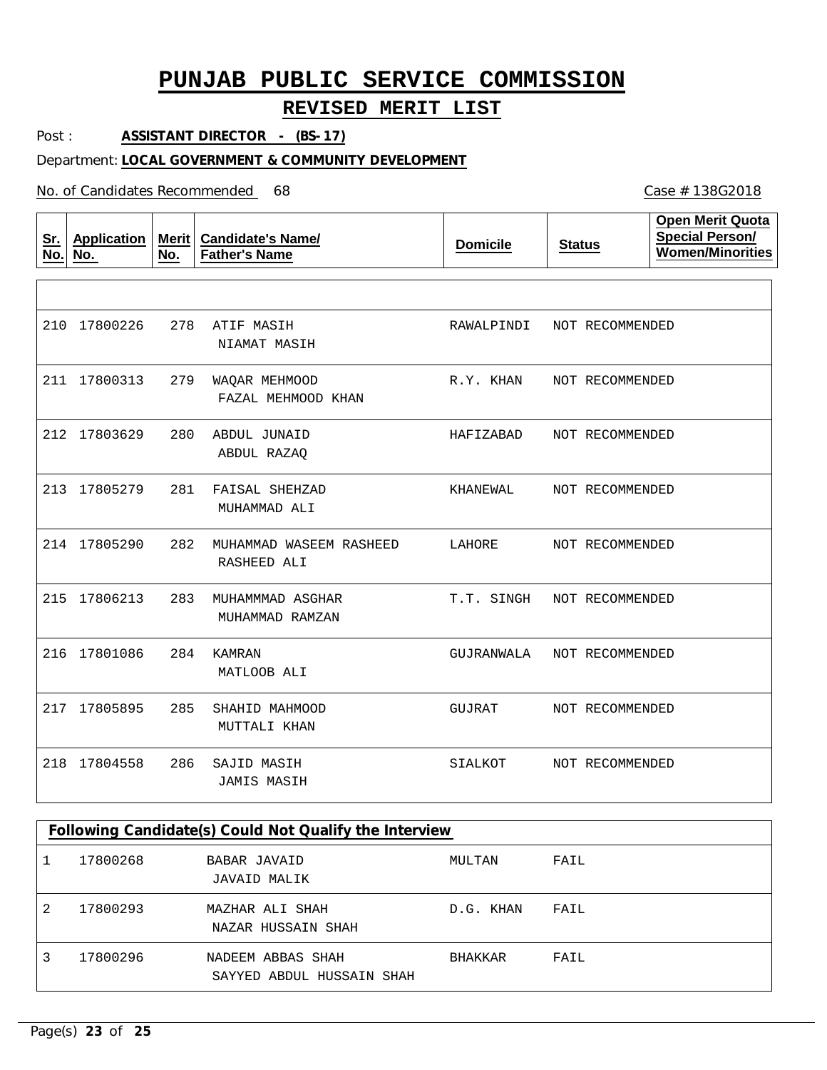# PUNJAB PUBLIC SERVICE COMMISSION

## REVISED MERIT LIST

Post : **ASSISTANT DIRECTOR - (BS-17)**

Department: **LOCAL GOVERNMENT & COMMUNITY DEVELOPMENT**

No. of Candidates Recommended 68

Case # 138G2018

| Sr. No. | Application No. | Merit No. | Candidate's Name/ Father's Name | Domicile | Status | Open Merit Quota Special Person/ Women/Minorities |
|---|---|---|---|---|---|---|
| 210 | 17800226 | 278 | ATIF MASIH<br>NIAMAT MASIH | RAWALPINDI | NOT RECOMMENDED | |
| 211 | 17800313 | 279 | WAQAR MEHMOOD<br>FAZAL MEHMOOD KHAN | R.Y. KHAN | NOT RECOMMENDED | |
| 212 | 17803629 | 280 | ABDUL JUNAID<br>ABDUL RAZAQ | HAFIZABAD | NOT RECOMMENDED | |
| 213 | 17805279 | 281 | FAISAL SHEHZAD<br>MUHAMMAD ALI | KHANEWAL | NOT RECOMMENDED | |
| 214 | 17805290 | 282 | MUHAMMAD WASEEM RASHEED<br>RASHEED ALI | LAHORE | NOT RECOMMENDED | |
| 215 | 17806213 | 283 | MUHAMMMAD ASGHAR<br>MUHAMMAD RAMZAN | T.T. SINGH | NOT RECOMMENDED | |
| 216 | 17801086 | 284 | KAMRAN<br>MATLOOB ALI | GUJRANWALA | NOT RECOMMENDED | |
| 217 | 17805895 | 285 | SHAHID MAHMOOD<br>MUTTALI KHAN | GUJRAT | NOT RECOMMENDED | |
| 218 | 17804558 | 286 | SAJID MASIH<br>JAMIS MASIH | SIALKOT | NOT RECOMMENDED | |

**Following Candidate(s) Could Not Qualify the Interview**

| Sr. No. | Application No. | Candidate's Name/ Father's Name | Domicile | Status |
|---|---|---|---|---|
| 1 | 17800268 | BABAR JAVAID<br>JAVAID MALIK | MULTAN | FAIL |
| 2 | 17800293 | MAZHAR ALI SHAH<br>NAZAR HUSSAIN SHAH | D.G. KHAN | FAIL |
| 3 | 17800296 | NADEEM ABBAS SHAH<br>SAYYED ABDUL HUSSAIN SHAH | BHAKKAR | FAIL |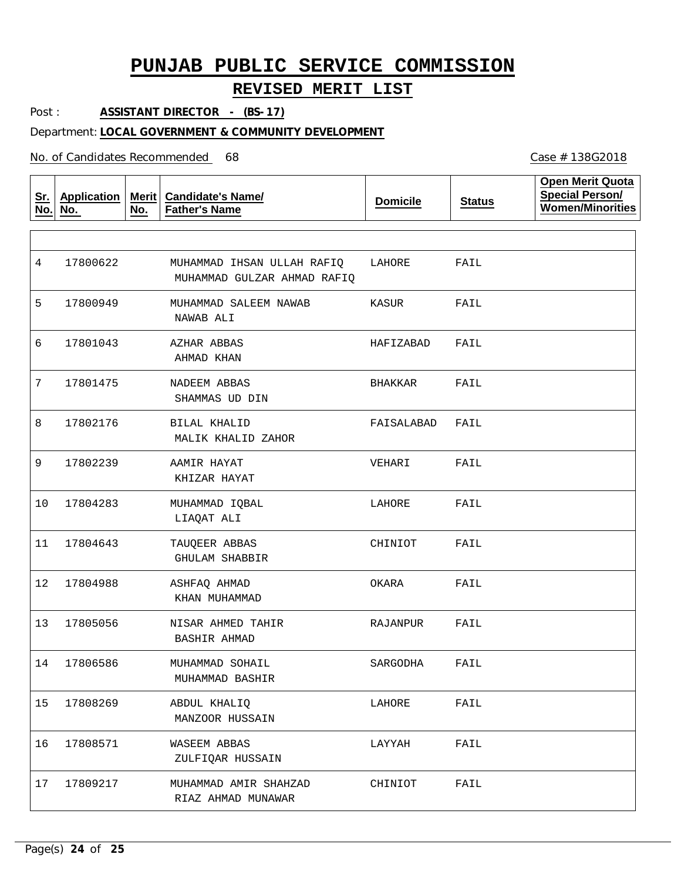# PUNJAB PUBLIC SERVICE COMMISSION

## REVISED MERIT LIST

Post : **ASSISTANT DIRECTOR - (BS-17)**

Department: **LOCAL GOVERNMENT & COMMUNITY DEVELOPMENT**

No. of Candidates Recommended 68

Case # 138G2018

| Sr. No. | Application No. | Merit No. | Candidate's Name/ Father's Name | Domicile | Status | Open Merit Quota Special Person/ Women/Minorities |
|---|---|---|---|---|---|---|
| 4 | 17800622 | | MUHAMMAD IHSAN ULLAH RAFIQ<br>MUHAMMAD GULZAR AHMAD RAFIQ | LAHORE | FAIL | |
| 5 | 17800949 | | MUHAMMAD SALEEM NAWAB<br>NAWAB ALI | KASUR | FAIL | |
| 6 | 17801043 | | AZHAR ABBAS<br>AHMAD KHAN | HAFIZABAD | FAIL | |
| 7 | 17801475 | | NADEEM ABBAS<br>SHAMMAS UD DIN | BHAKKAR | FAIL | |
| 8 | 17802176 | | BILAL KHALID<br>MALIK KHALID ZAHOR | FAISALABAD | FAIL | |
| 9 | 17802239 | | AAMIR HAYAT<br>KHIZAR HAYAT | VEHARI | FAIL | |
| 10 | 17804283 | | MUHAMMAD IQBAL<br>LIAQAT ALI | LAHORE | FAIL | |
| 11 | 17804643 | | TAUQEER ABBAS<br>GHULAM SHABBIR | CHINIOT | FAIL | |
| 12 | 17804988 | | ASHFAQ AHMAD<br>KHAN MUHAMMAD | OKARA | FAIL | |
| 13 | 17805056 | | NISAR AHMED TAHIR<br>BASHIR AHMAD | RAJANPUR | FAIL | |
| 14 | 17806586 | | MUHAMMAD SOHAIL<br>MUHAMMAD BASHIR | SARGODHA | FAIL | |
| 15 | 17808269 | | ABDUL KHALIQ<br>MANZOOR HUSSAIN | LAHORE | FAIL | |
| 16 | 17808571 | | WASEEM ABBAS<br>ZULFIQAR HUSSAIN | LAYYAH | FAIL | |
| 17 | 17809217 | | MUHAMMAD AMIR SHAHZAD<br>RIAZ AHMAD MUNAWAR | CHINIOT | FAIL | |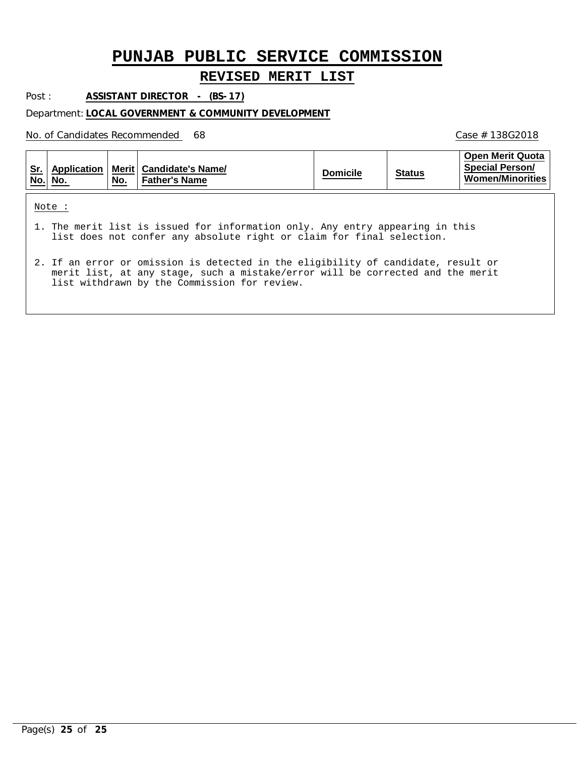# PUNJAB PUBLIC SERVICE COMMISSION

## REVISED MERIT LIST

Post : **ASSISTANT DIRECTOR - (BS-17)**

Department: **LOCAL GOVERNMENT & COMMUNITY DEVELOPMENT**

No. of Candidates Recommended 68

Case # 138G2018

| Sr. No. | Application No. | Merit No. | Candidate's Name/ Father's Name | Domicile | Status | Open Merit Quota Special Person/ Women/Minorities |
|---|---|---|---|---|---|---|

Note :

1. The merit list is issued for information only. Any entry appearing in this list does not confer any absolute right or claim for final selection.

2. If an error or omission is detected in the eligibility of candidate, result or merit list, at any stage, such a mistake/error will be corrected and the merit list withdrawn by the Commission for review.